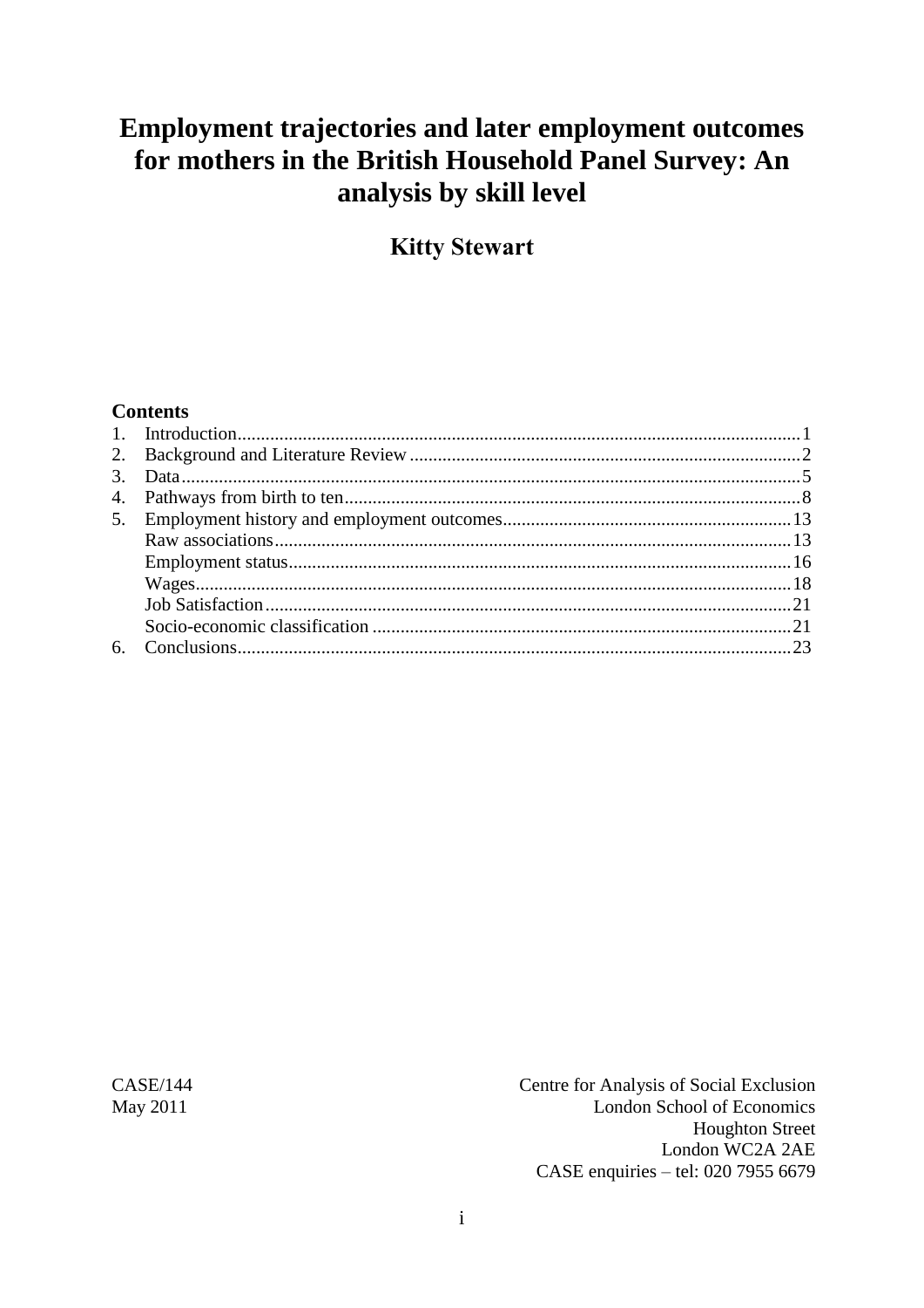# Employment trajectories and later employment outcomes for mothers in the British Household Panel Survey: An analysis by skill level

## Kitty Stewart

### Contents

1. Introduction ........................................................................................................ 1
2. Background and Literature Review ................................................................... 2
3. Data ................................................................................................................... 5
4. Pathways from birth to ten ................................................................................. 8
5. Employment history and employment outcomes ............................................. 13
   Raw associations .............................................................................................. 13
   Employment status ........................................................................................... 16
   Wages ............................................................................................................... 18
   Job Satisfaction ................................................................................................. 21
   Socio-economic classification .......................................................................... 21
6. Conclusions ...................................................................................................... 23

CASE/144
May 2011

Centre for Analysis of Social Exclusion
London School of Economics
Houghton Street
London WC2A 2AE
CASE enquiries – tel: 020 7955 6679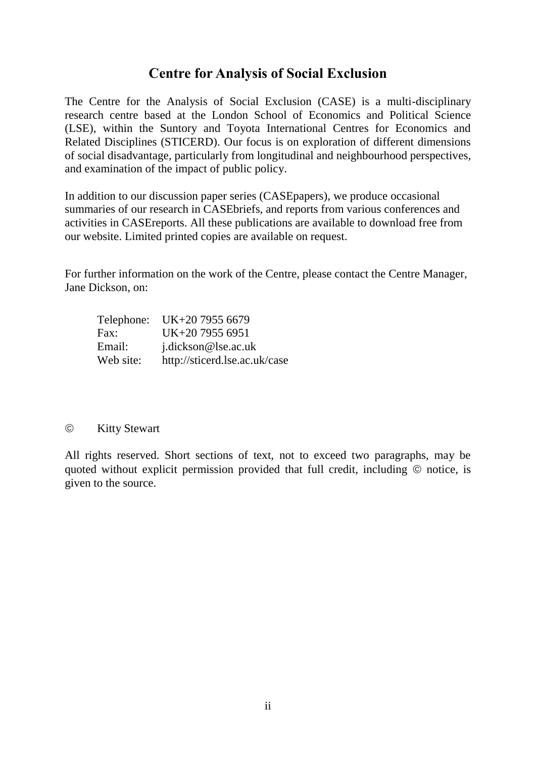## Centre for Analysis of Social Exclusion

The Centre for the Analysis of Social Exclusion (CASE) is a multi-disciplinary research centre based at the London School of Economics and Political Science (LSE), within the Suntory and Toyota International Centres for Economics and Related Disciplines (STICERD). Our focus is on exploration of different dimensions of social disadvantage, particularly from longitudinal and neighbourhood perspectives, and examination of the impact of public policy.

In addition to our discussion paper series (CASEpapers), we produce occasional summaries of our research in CASEbriefs, and reports from various conferences and activities in CASEreports. All these publications are available to download free from our website. Limited printed copies are available on request.

For further information on the work of the Centre, please contact the Centre Manager, Jane Dickson, on:

| | |
|---|---|
| Telephone: | UK+20 7955 6679 |
| Fax: | UK+20 7955 6951 |
| Email: | j.dickson@lse.ac.uk |
| Web site: | http://sticerd.lse.ac.uk/case |

© Kitty Stewart

All rights reserved. Short sections of text, not to exceed two paragraphs, may be quoted without explicit permission provided that full credit, including © notice, is given to the source.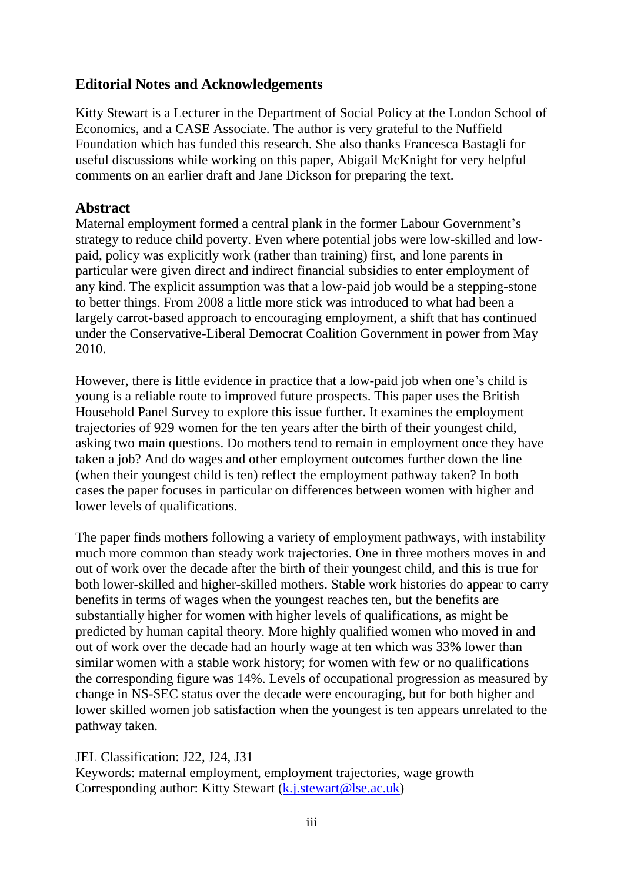## Editorial Notes and Acknowledgements

Kitty Stewart is a Lecturer in the Department of Social Policy at the London School of Economics, and a CASE Associate. The author is very grateful to the Nuffield Foundation which has funded this research. She also thanks Francesca Bastagli for useful discussions while working on this paper, Abigail McKnight for very helpful comments on an earlier draft and Jane Dickson for preparing the text.

## Abstract

Maternal employment formed a central plank in the former Labour Government's strategy to reduce child poverty. Even where potential jobs were low-skilled and low-paid, policy was explicitly work (rather than training) first, and lone parents in particular were given direct and indirect financial subsidies to enter employment of any kind. The explicit assumption was that a low-paid job would be a stepping-stone to better things. From 2008 a little more stick was introduced to what had been a largely carrot-based approach to encouraging employment, a shift that has continued under the Conservative-Liberal Democrat Coalition Government in power from May 2010.

However, there is little evidence in practice that a low-paid job when one's child is young is a reliable route to improved future prospects. This paper uses the British Household Panel Survey to explore this issue further. It examines the employment trajectories of 929 women for the ten years after the birth of their youngest child, asking two main questions. Do mothers tend to remain in employment once they have taken a job? And do wages and other employment outcomes further down the line (when their youngest child is ten) reflect the employment pathway taken? In both cases the paper focuses in particular on differences between women with higher and lower levels of qualifications.

The paper finds mothers following a variety of employment pathways, with instability much more common than steady work trajectories. One in three mothers moves in and out of work over the decade after the birth of their youngest child, and this is true for both lower-skilled and higher-skilled mothers. Stable work histories do appear to carry benefits in terms of wages when the youngest reaches ten, but the benefits are substantially higher for women with higher levels of qualifications, as might be predicted by human capital theory. More highly qualified women who moved in and out of work over the decade had an hourly wage at ten which was 33% lower than similar women with a stable work history; for women with few or no qualifications the corresponding figure was 14%. Levels of occupational progression as measured by change in NS-SEC status over the decade were encouraging, but for both higher and lower skilled women job satisfaction when the youngest is ten appears unrelated to the pathway taken.

JEL Classification: J22, J24, J31
Keywords: maternal employment, employment trajectories, wage growth
Corresponding author: Kitty Stewart (k.j.stewart@lse.ac.uk)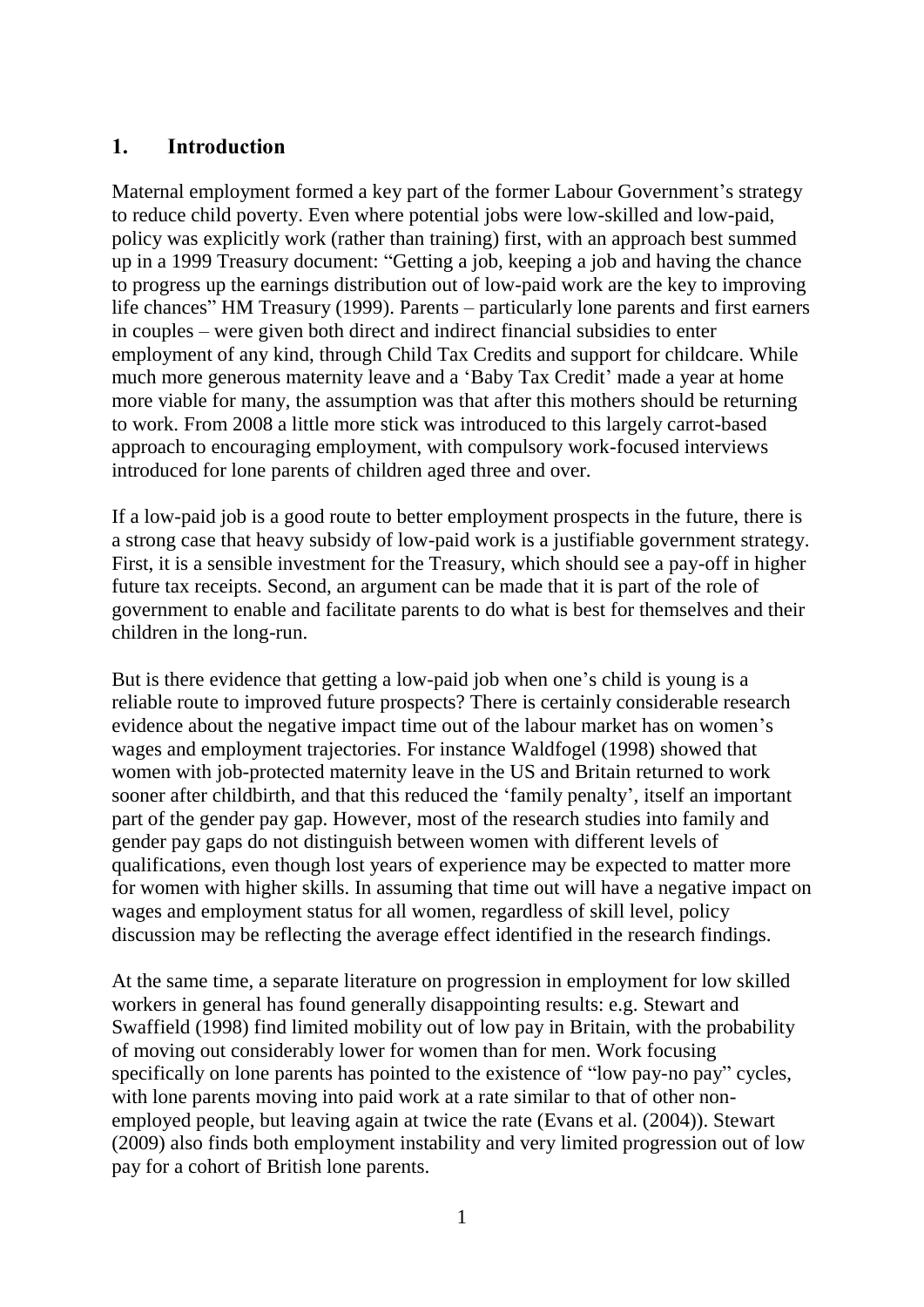## 1. Introduction

Maternal employment formed a key part of the former Labour Government's strategy to reduce child poverty. Even where potential jobs were low-skilled and low-paid, policy was explicitly work (rather than training) first, with an approach best summed up in a 1999 Treasury document: "Getting a job, keeping a job and having the chance to progress up the earnings distribution out of low-paid work are the key to improving life chances" HM Treasury (1999). Parents – particularly lone parents and first earners in couples – were given both direct and indirect financial subsidies to enter employment of any kind, through Child Tax Credits and support for childcare. While much more generous maternity leave and a 'Baby Tax Credit' made a year at home more viable for many, the assumption was that after this mothers should be returning to work. From 2008 a little more stick was introduced to this largely carrot-based approach to encouraging employment, with compulsory work-focused interviews introduced for lone parents of children aged three and over.

If a low-paid job is a good route to better employment prospects in the future, there is a strong case that heavy subsidy of low-paid work is a justifiable government strategy. First, it is a sensible investment for the Treasury, which should see a pay-off in higher future tax receipts. Second, an argument can be made that it is part of the role of government to enable and facilitate parents to do what is best for themselves and their children in the long-run.

But is there evidence that getting a low-paid job when one's child is young is a reliable route to improved future prospects? There is certainly considerable research evidence about the negative impact time out of the labour market has on women's wages and employment trajectories. For instance Waldfogel (1998) showed that women with job-protected maternity leave in the US and Britain returned to work sooner after childbirth, and that this reduced the 'family penalty', itself an important part of the gender pay gap. However, most of the research studies into family and gender pay gaps do not distinguish between women with different levels of qualifications, even though lost years of experience may be expected to matter more for women with higher skills. In assuming that time out will have a negative impact on wages and employment status for all women, regardless of skill level, policy discussion may be reflecting the average effect identified in the research findings.

At the same time, a separate literature on progression in employment for low skilled workers in general has found generally disappointing results: e.g. Stewart and Swaffield (1998) find limited mobility out of low pay in Britain, with the probability of moving out considerably lower for women than for men. Work focusing specifically on lone parents has pointed to the existence of "low pay-no pay" cycles, with lone parents moving into paid work at a rate similar to that of other non-employed people, but leaving again at twice the rate (Evans et al. (2004)). Stewart (2009) also finds both employment instability and very limited progression out of low pay for a cohort of British lone parents.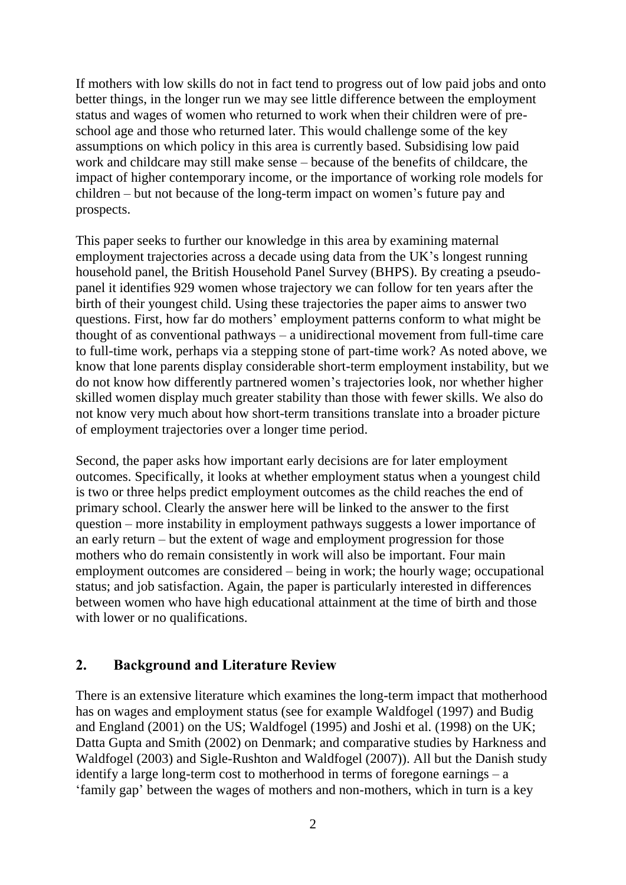If mothers with low skills do not in fact tend to progress out of low paid jobs and onto better things, in the longer run we may see little difference between the employment status and wages of women who returned to work when their children were of pre-school age and those who returned later. This would challenge some of the key assumptions on which policy in this area is currently based. Subsidising low paid work and childcare may still make sense – because of the benefits of childcare, the impact of higher contemporary income, or the importance of working role models for children – but not because of the long-term impact on women's future pay and prospects.

This paper seeks to further our knowledge in this area by examining maternal employment trajectories across a decade using data from the UK's longest running household panel, the British Household Panel Survey (BHPS). By creating a pseudo-panel it identifies 929 women whose trajectory we can follow for ten years after the birth of their youngest child. Using these trajectories the paper aims to answer two questions. First, how far do mothers' employment patterns conform to what might be thought of as conventional pathways – a unidirectional movement from full-time care to full-time work, perhaps via a stepping stone of part-time work? As noted above, we know that lone parents display considerable short-term employment instability, but we do not know how differently partnered women's trajectories look, nor whether higher skilled women display much greater stability than those with fewer skills. We also do not know very much about how short-term transitions translate into a broader picture of employment trajectories over a longer time period.

Second, the paper asks how important early decisions are for later employment outcomes. Specifically, it looks at whether employment status when a youngest child is two or three helps predict employment outcomes as the child reaches the end of primary school. Clearly the answer here will be linked to the answer to the first question – more instability in employment pathways suggests a lower importance of an early return – but the extent of wage and employment progression for those mothers who do remain consistently in work will also be important. Four main employment outcomes are considered – being in work; the hourly wage; occupational status; and job satisfaction. Again, the paper is particularly interested in differences between women who have high educational attainment at the time of birth and those with lower or no qualifications.

## 2. Background and Literature Review

There is an extensive literature which examines the long-term impact that motherhood has on wages and employment status (see for example Waldfogel (1997) and Budig and England (2001) on the US; Waldfogel (1995) and Joshi et al. (1998) on the UK; Datta Gupta and Smith (2002) on Denmark; and comparative studies by Harkness and Waldfogel (2003) and Sigle-Rushton and Waldfogel (2007)). All but the Danish study identify a large long-term cost to motherhood in terms of foregone earnings – a 'family gap' between the wages of mothers and non-mothers, which in turn is a key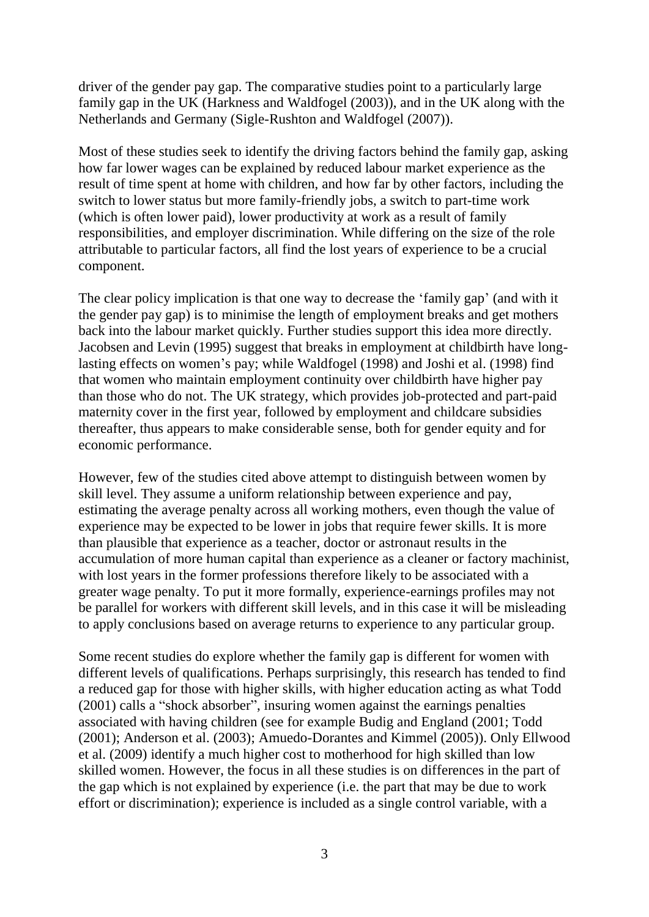driver of the gender pay gap. The comparative studies point to a particularly large family gap in the UK (Harkness and Waldfogel (2003)), and in the UK along with the Netherlands and Germany (Sigle-Rushton and Waldfogel (2007)).

Most of these studies seek to identify the driving factors behind the family gap, asking how far lower wages can be explained by reduced labour market experience as the result of time spent at home with children, and how far by other factors, including the switch to lower status but more family-friendly jobs, a switch to part-time work (which is often lower paid), lower productivity at work as a result of family responsibilities, and employer discrimination. While differing on the size of the role attributable to particular factors, all find the lost years of experience to be a crucial component.

The clear policy implication is that one way to decrease the 'family gap' (and with it the gender pay gap) is to minimise the length of employment breaks and get mothers back into the labour market quickly. Further studies support this idea more directly. Jacobsen and Levin (1995) suggest that breaks in employment at childbirth have long-lasting effects on women's pay; while Waldfogel (1998) and Joshi et al. (1998) find that women who maintain employment continuity over childbirth have higher pay than those who do not. The UK strategy, which provides job-protected and part-paid maternity cover in the first year, followed by employment and childcare subsidies thereafter, thus appears to make considerable sense, both for gender equity and for economic performance.

However, few of the studies cited above attempt to distinguish between women by skill level. They assume a uniform relationship between experience and pay, estimating the average penalty across all working mothers, even though the value of experience may be expected to be lower in jobs that require fewer skills. It is more than plausible that experience as a teacher, doctor or astronaut results in the accumulation of more human capital than experience as a cleaner or factory machinist, with lost years in the former professions therefore likely to be associated with a greater wage penalty. To put it more formally, experience-earnings profiles may not be parallel for workers with different skill levels, and in this case it will be misleading to apply conclusions based on average returns to experience to any particular group.

Some recent studies do explore whether the family gap is different for women with different levels of qualifications. Perhaps surprisingly, this research has tended to find a reduced gap for those with higher skills, with higher education acting as what Todd (2001) calls a "shock absorber", insuring women against the earnings penalties associated with having children (see for example Budig and England (2001; Todd (2001); Anderson et al. (2003); Amuedo-Dorantes and Kimmel (2005)). Only Ellwood et al. (2009) identify a much higher cost to motherhood for high skilled than low skilled women. However, the focus in all these studies is on differences in the part of the gap which is not explained by experience (i.e. the part that may be due to work effort or discrimination); experience is included as a single control variable, with a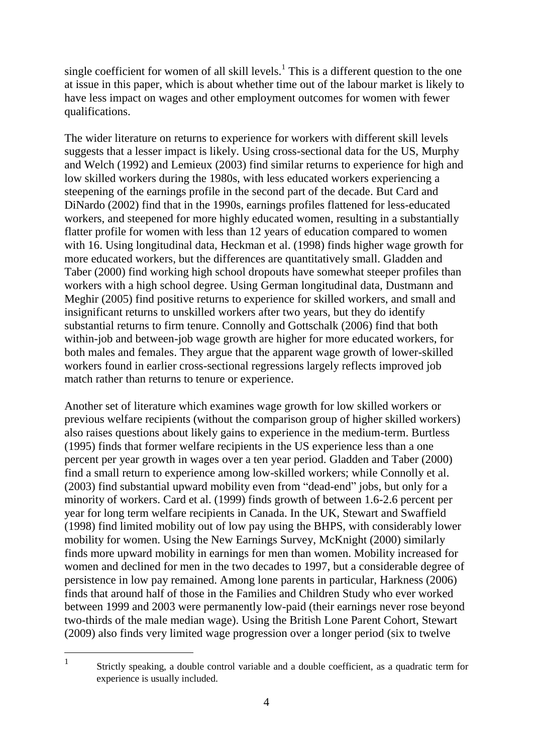single coefficient for women of all skill levels.[1] This is a different question to the one at issue in this paper, which is about whether time out of the labour market is likely to have less impact on wages and other employment outcomes for women with fewer qualifications.

The wider literature on returns to experience for workers with different skill levels suggests that a lesser impact is likely. Using cross-sectional data for the US, Murphy and Welch (1992) and Lemieux (2003) find similar returns to experience for high and low skilled workers during the 1980s, with less educated workers experiencing a steepening of the earnings profile in the second part of the decade. But Card and DiNardo (2002) find that in the 1990s, earnings profiles flattened for less-educated workers, and steepened for more highly educated women, resulting in a substantially flatter profile for women with less than 12 years of education compared to women with 16. Using longitudinal data, Heckman et al. (1998) finds higher wage growth for more educated workers, but the differences are quantitatively small. Gladden and Taber (2000) find working high school dropouts have somewhat steeper profiles than workers with a high school degree. Using German longitudinal data, Dustmann and Meghir (2005) find positive returns to experience for skilled workers, and small and insignificant returns to unskilled workers after two years, but they do identify substantial returns to firm tenure. Connolly and Gottschalk (2006) find that both within-job and between-job wage growth are higher for more educated workers, for both males and females. They argue that the apparent wage growth of lower-skilled workers found in earlier cross-sectional regressions largely reflects improved job match rather than returns to tenure or experience.

Another set of literature which examines wage growth for low skilled workers or previous welfare recipients (without the comparison group of higher skilled workers) also raises questions about likely gains to experience in the medium-term. Burtless (1995) finds that former welfare recipients in the US experience less than a one percent per year growth in wages over a ten year period. Gladden and Taber (2000) find a small return to experience among low-skilled workers; while Connolly et al. (2003) find substantial upward mobility even from "dead-end" jobs, but only for a minority of workers. Card et al. (1999) finds growth of between 1.6-2.6 percent per year for long term welfare recipients in Canada. In the UK, Stewart and Swaffield (1998) find limited mobility out of low pay using the BHPS, with considerably lower mobility for women. Using the New Earnings Survey, McKnight (2000) similarly finds more upward mobility in earnings for men than women. Mobility increased for women and declined for men in the two decades to 1997, but a considerable degree of persistence in low pay remained. Among lone parents in particular, Harkness (2006) finds that around half of those in the Families and Children Study who ever worked between 1999 and 2003 were permanently low-paid (their earnings never rose beyond two-thirds of the male median wage). Using the British Lone Parent Cohort, Stewart (2009) also finds very limited wage progression over a longer period (six to twelve

---

[1] Strictly speaking, a double control variable and a double coefficient, as a quadratic term for experience is usually included.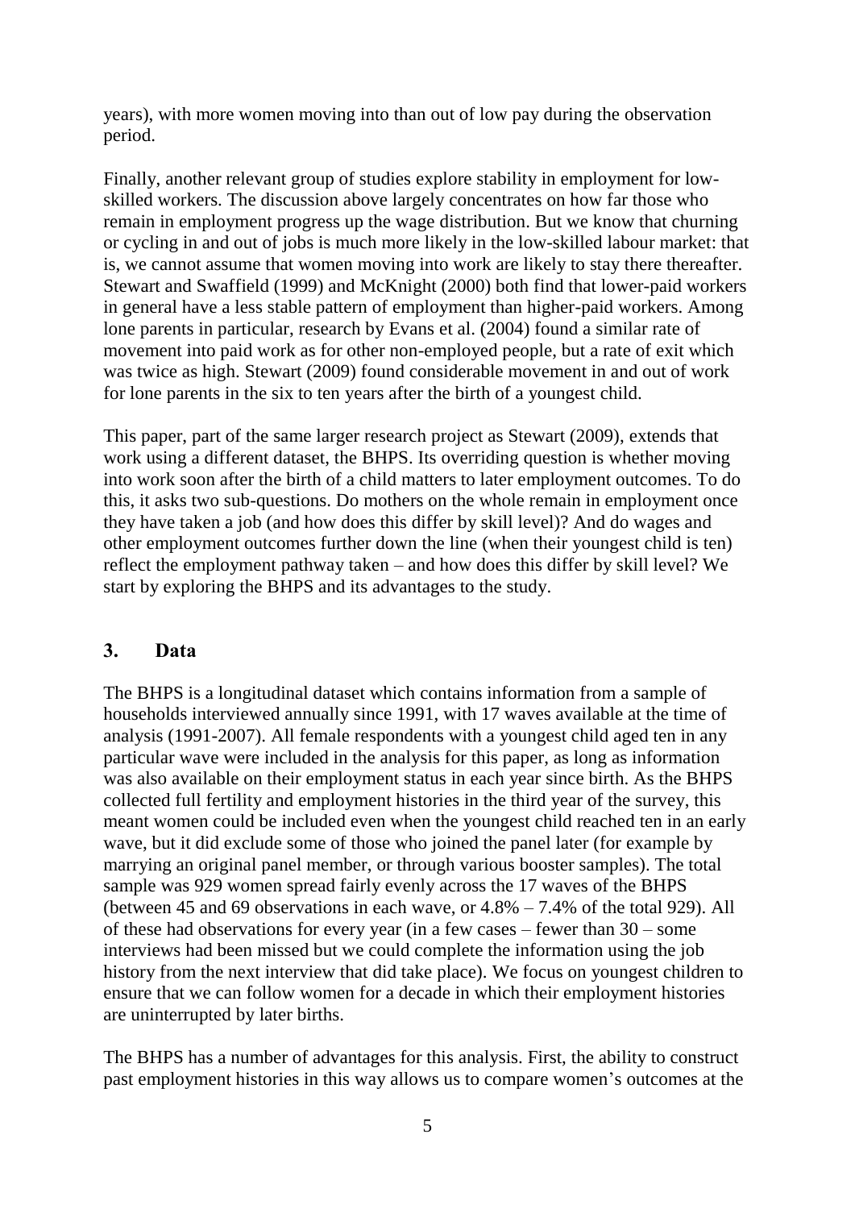years), with more women moving into than out of low pay during the observation period.

Finally, another relevant group of studies explore stability in employment for low-skilled workers. The discussion above largely concentrates on how far those who remain in employment progress up the wage distribution. But we know that churning or cycling in and out of jobs is much more likely in the low-skilled labour market: that is, we cannot assume that women moving into work are likely to stay there thereafter. Stewart and Swaffield (1999) and McKnight (2000) both find that lower-paid workers in general have a less stable pattern of employment than higher-paid workers. Among lone parents in particular, research by Evans et al. (2004) found a similar rate of movement into paid work as for other non-employed people, but a rate of exit which was twice as high. Stewart (2009) found considerable movement in and out of work for lone parents in the six to ten years after the birth of a youngest child.

This paper, part of the same larger research project as Stewart (2009), extends that work using a different dataset, the BHPS. Its overriding question is whether moving into work soon after the birth of a child matters to later employment outcomes. To do this, it asks two sub-questions. Do mothers on the whole remain in employment once they have taken a job (and how does this differ by skill level)? And do wages and other employment outcomes further down the line (when their youngest child is ten) reflect the employment pathway taken – and how does this differ by skill level? We start by exploring the BHPS and its advantages to the study.

## 3. Data

The BHPS is a longitudinal dataset which contains information from a sample of households interviewed annually since 1991, with 17 waves available at the time of analysis (1991-2007). All female respondents with a youngest child aged ten in any particular wave were included in the analysis for this paper, as long as information was also available on their employment status in each year since birth. As the BHPS collected full fertility and employment histories in the third year of the survey, this meant women could be included even when the youngest child reached ten in an early wave, but it did exclude some of those who joined the panel later (for example by marrying an original panel member, or through various booster samples). The total sample was 929 women spread fairly evenly across the 17 waves of the BHPS (between 45 and 69 observations in each wave, or 4.8% – 7.4% of the total 929). All of these had observations for every year (in a few cases – fewer than 30 – some interviews had been missed but we could complete the information using the job history from the next interview that did take place). We focus on youngest children to ensure that we can follow women for a decade in which their employment histories are uninterrupted by later births.

The BHPS has a number of advantages for this analysis. First, the ability to construct past employment histories in this way allows us to compare women's outcomes at the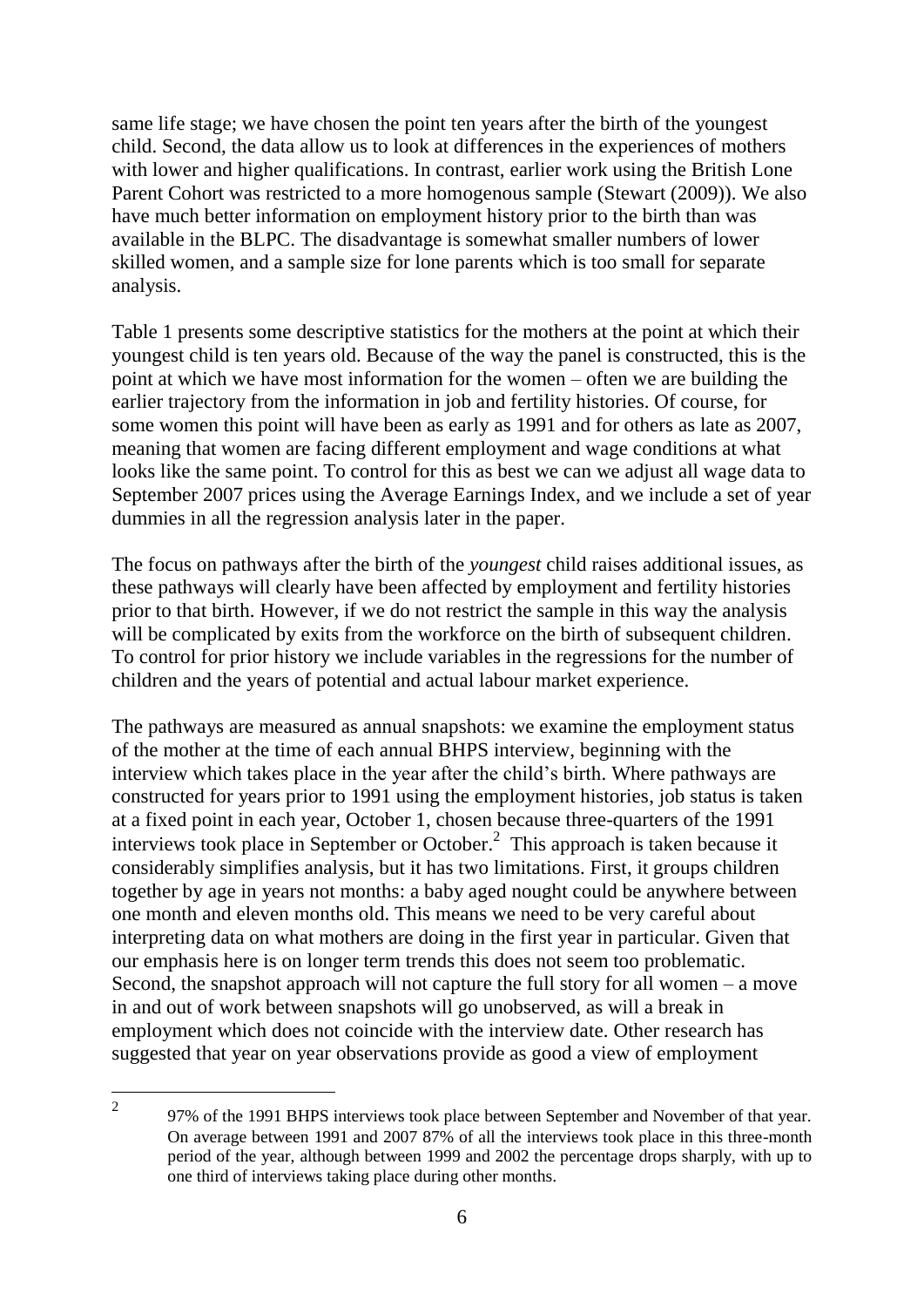same life stage; we have chosen the point ten years after the birth of the youngest child. Second, the data allow us to look at differences in the experiences of mothers with lower and higher qualifications. In contrast, earlier work using the British Lone Parent Cohort was restricted to a more homogenous sample (Stewart (2009)). We also have much better information on employment history prior to the birth than was available in the BLPC. The disadvantage is somewhat smaller numbers of lower skilled women, and a sample size for lone parents which is too small for separate analysis.

Table 1 presents some descriptive statistics for the mothers at the point at which their youngest child is ten years old. Because of the way the panel is constructed, this is the point at which we have most information for the women – often we are building the earlier trajectory from the information in job and fertility histories. Of course, for some women this point will have been as early as 1991 and for others as late as 2007, meaning that women are facing different employment and wage conditions at what looks like the same point. To control for this as best we can we adjust all wage data to September 2007 prices using the Average Earnings Index, and we include a set of year dummies in all the regression analysis later in the paper.

The focus on pathways after the birth of the *youngest* child raises additional issues, as these pathways will clearly have been affected by employment and fertility histories prior to that birth. However, if we do not restrict the sample in this way the analysis will be complicated by exits from the workforce on the birth of subsequent children. To control for prior history we include variables in the regressions for the number of children and the years of potential and actual labour market experience.

The pathways are measured as annual snapshots: we examine the employment status of the mother at the time of each annual BHPS interview, beginning with the interview which takes place in the year after the child's birth. Where pathways are constructed for years prior to 1991 using the employment histories, job status is taken at a fixed point in each year, October 1, chosen because three-quarters of the 1991 interviews took place in September or October.[2] This approach is taken because it considerably simplifies analysis, but it has two limitations. First, it groups children together by age in years not months: a baby aged nought could be anywhere between one month and eleven months old. This means we need to be very careful about interpreting data on what mothers are doing in the first year in particular. Given that our emphasis here is on longer term trends this does not seem too problematic. Second, the snapshot approach will not capture the full story for all women – a move in and out of work between snapshots will go unobserved, as will a break in employment which does not coincide with the interview date. Other research has suggested that year on year observations provide as good a view of employment

[2] 97% of the 1991 BHPS interviews took place between September and November of that year. On average between 1991 and 2007 87% of all the interviews took place in this three-month period of the year, although between 1999 and 2002 the percentage drops sharply, with up to one third of interviews taking place during other months.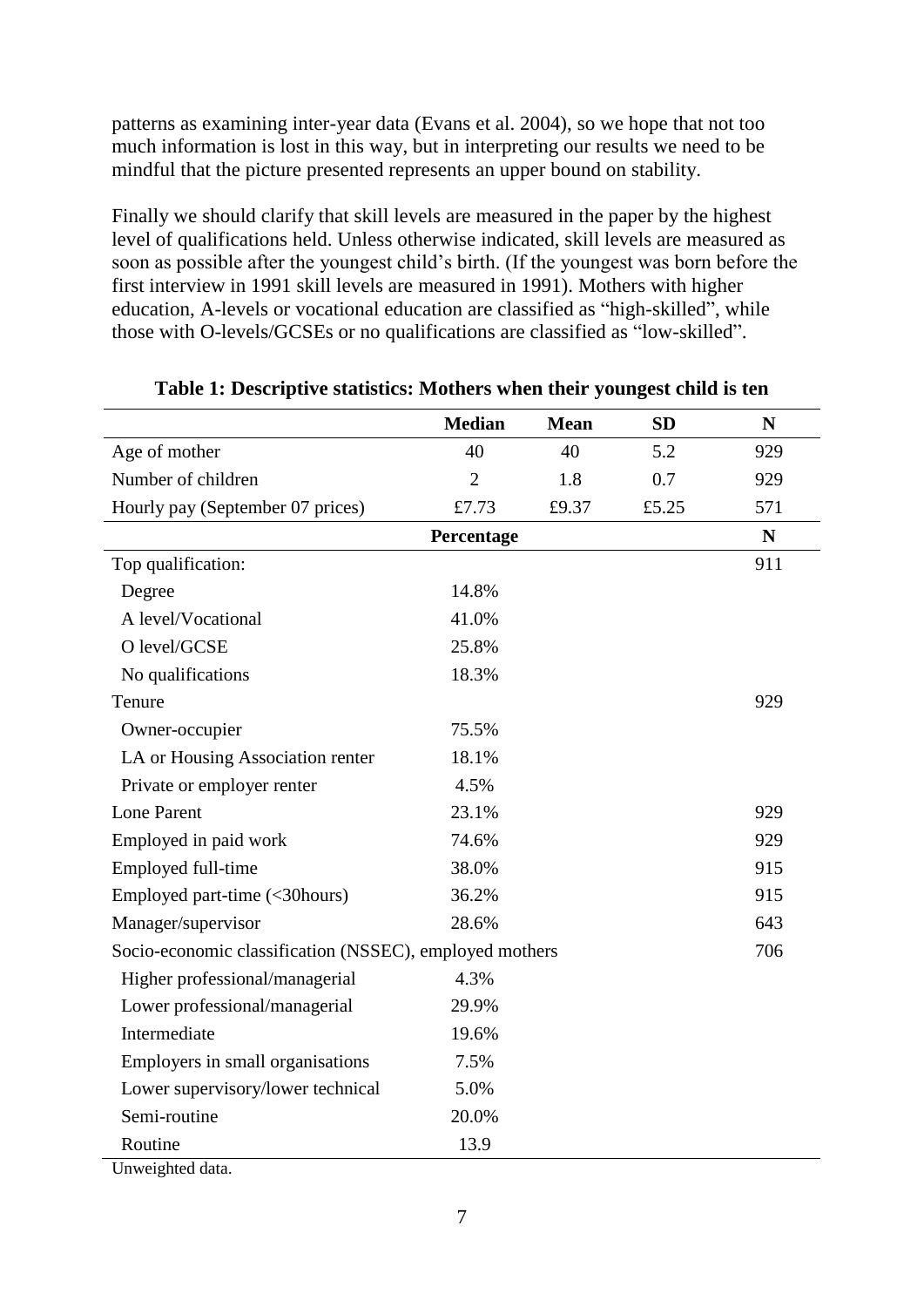patterns as examining inter-year data (Evans et al. 2004), so we hope that not too much information is lost in this way, but in interpreting our results we need to be mindful that the picture presented represents an upper bound on stability.

Finally we should clarify that skill levels are measured in the paper by the highest level of qualifications held. Unless otherwise indicated, skill levels are measured as soon as possible after the youngest child's birth. (If the youngest was born before the first interview in 1991 skill levels are measured in 1991). Mothers with higher education, A-levels or vocational education are classified as "high-skilled", while those with O-levels/GCSEs or no qualifications are classified as "low-skilled".

**Table 1: Descriptive statistics: Mothers when their youngest child is ten**

| | Median | Mean | SD | N |
|---|---|---|---|---|
| Age of mother | 40 | 40 | 5.2 | 929 |
| Number of children | 2 | 1.8 | 0.7 | 929 |
| Hourly pay (September 07 prices) | £7.73 | £9.37 | £5.25 | 571 |
| | **Percentage** | | | **N** |
| Top qualification: | | | | 911 |
| Degree | 14.8% | | | |
| A level/Vocational | 41.0% | | | |
| O level/GCSE | 25.8% | | | |
| No qualifications | 18.3% | | | |
| Tenure | | | | 929 |
| Owner-occupier | 75.5% | | | |
| LA or Housing Association renter | 18.1% | | | |
| Private or employer renter | 4.5% | | | |
| Lone Parent | 23.1% | | | 929 |
| Employed in paid work | 74.6% | | | 929 |
| Employed full-time | 38.0% | | | 915 |
| Employed part-time (<30hours) | 36.2% | | | 915 |
| Manager/supervisor | 28.6% | | | 643 |
| Socio-economic classification (NSSEC), employed mothers | | | | 706 |
| Higher professional/managerial | 4.3% | | | |
| Lower professional/managerial | 29.9% | | | |
| Intermediate | 19.6% | | | |
| Employers in small organisations | 7.5% | | | |
| Lower supervisory/lower technical | 5.0% | | | |
| Semi-routine | 20.0% | | | |
| Routine | 13.9 | | | |

Unweighted data.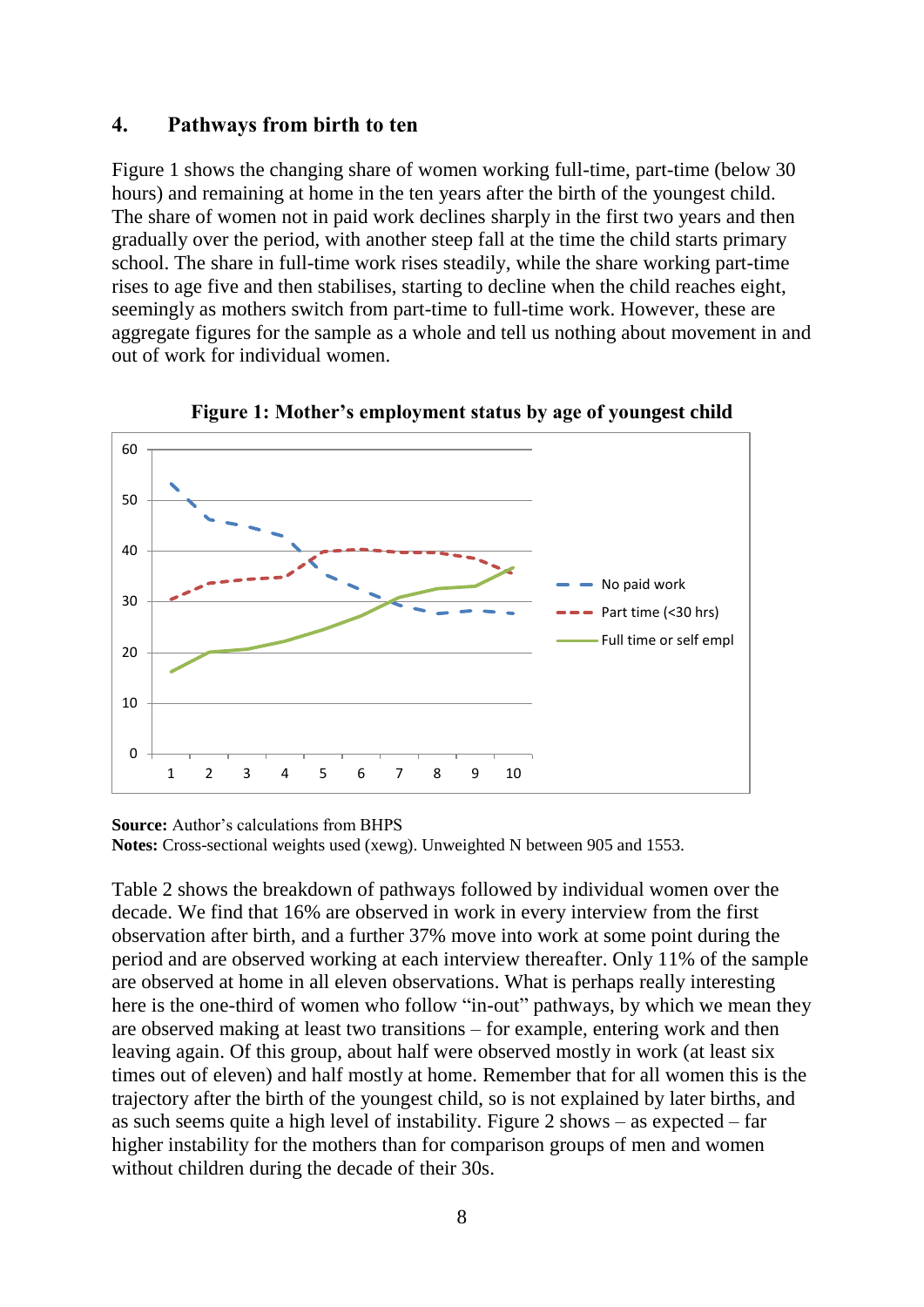## 4. Pathways from birth to ten

Figure 1 shows the changing share of women working full-time, part-time (below 30 hours) and remaining at home in the ten years after the birth of the youngest child. The share of women not in paid work declines sharply in the first two years and then gradually over the period, with another steep fall at the time the child starts primary school. The share in full-time work rises steadily, while the share working part-time rises to age five and then stabilises, starting to decline when the child reaches eight, seemingly as mothers switch from part-time to full-time work. However, these are aggregate figures for the sample as a whole and tell us nothing about movement in and out of work for individual women.

**Figure 1: Mother's employment status by age of youngest child**

60
50
40
30
20
10
0

1 2 3 4 5 6 7 8 9 10

No paid work
Part time (<30 hrs)
Full time or self empl

**Source:** Author's calculations from BHPS
**Notes:** Cross-sectional weights used (xewg). Unweighted N between 905 and 1553.

Table 2 shows the breakdown of pathways followed by individual women over the decade. We find that 16% are observed in work in every interview from the first observation after birth, and a further 37% move into work at some point during the period and are observed working at each interview thereafter. Only 11% of the sample are observed at home in all eleven observations. What is perhaps really interesting here is the one-third of women who follow "in-out" pathways, by which we mean they are observed making at least two transitions – for example, entering work and then leaving again. Of this group, about half were observed mostly in work (at least six times out of eleven) and half mostly at home. Remember that for all women this is the trajectory after the birth of the youngest child, so is not explained by later births, and as such seems quite a high level of instability. Figure 2 shows – as expected – far higher instability for the mothers than for comparison groups of men and women without children during the decade of their 30s.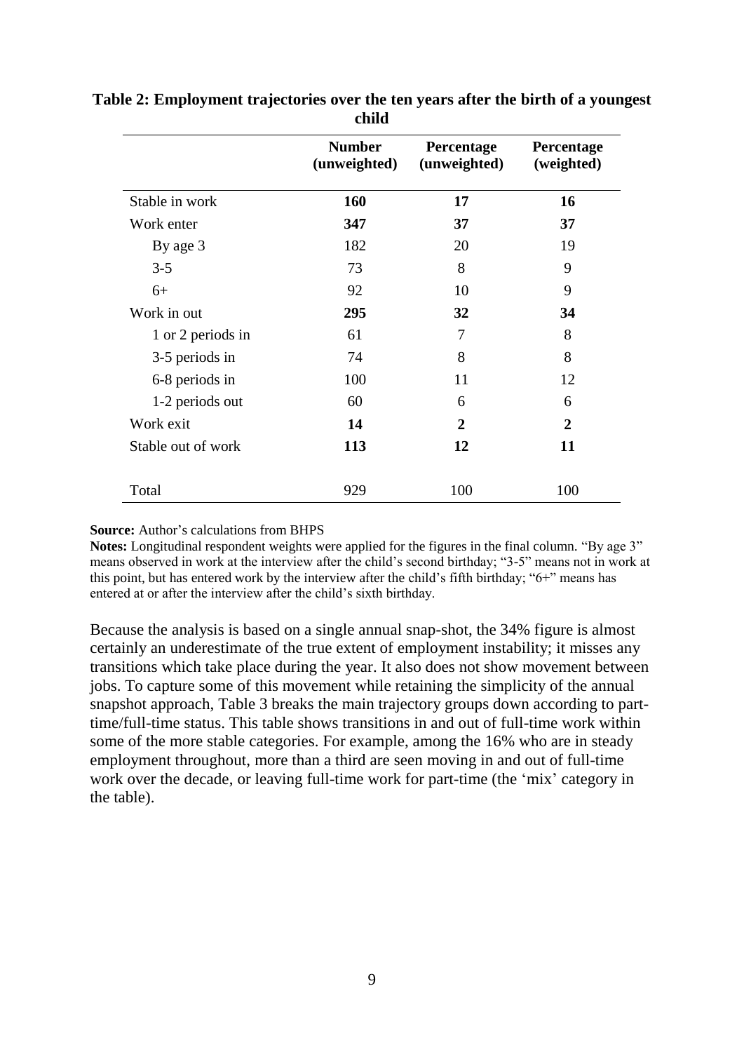**Table 2: Employment trajectories over the ten years after the birth of a youngest child**

| | Number (unweighted) | Percentage (unweighted) | Percentage (weighted) |
|---|---|---|---|
| Stable in work | **160** | **17** | **16** |
| Work enter | **347** | **37** | **37** |
| By age 3 | 182 | 20 | 19 |
| 3-5 | 73 | 8 | 9 |
| 6+ | 92 | 10 | 9 |
| Work in out | **295** | **32** | **34** |
| 1 or 2 periods in | 61 | 7 | 8 |
| 3-5 periods in | 74 | 8 | 8 |
| 6-8 periods in | 100 | 11 | 12 |
| 1-2 periods out | 60 | 6 | 6 |
| Work exit | **14** | **2** | **2** |
| Stable out of work | **113** | **12** | **11** |
| Total | 929 | 100 | 100 |

**Source:** Author's calculations from BHPS

**Notes:** Longitudinal respondent weights were applied for the figures in the final column. "By age 3" means observed in work at the interview after the child's second birthday; "3-5" means not in work at this point, but has entered work by the interview after the child's fifth birthday; "6+" means has entered at or after the interview after the child's sixth birthday.

Because the analysis is based on a single annual snap-shot, the 34% figure is almost certainly an underestimate of the true extent of employment instability; it misses any transitions which take place during the year. It also does not show movement between jobs. To capture some of this movement while retaining the simplicity of the annual snapshot approach, Table 3 breaks the main trajectory groups down according to part-time/full-time status. This table shows transitions in and out of full-time work within some of the more stable categories. For example, among the 16% who are in steady employment throughout, more than a third are seen moving in and out of full-time work over the decade, or leaving full-time work for part-time (the 'mix' category in the table).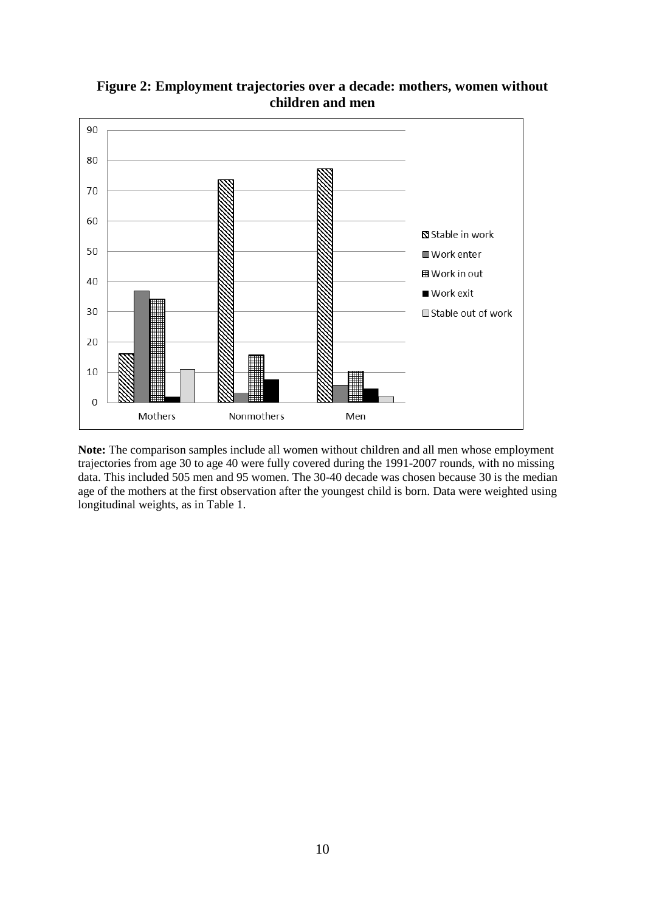**Figure 2: Employment trajectories over a decade: mothers, women without children and men**

90
80
70
60
50
40
30
20
10
0

Mothers
Nonmothers
Men

Stable in work
Work enter
Work in out
Work exit
Stable out of work

**Note:** The comparison samples include all women without children and all men whose employment trajectories from age 30 to age 40 were fully covered during the 1991-2007 rounds, with no missing data. This included 505 men and 95 women. The 30-40 decade was chosen because 30 is the median age of the mothers at the first observation after the youngest child is born. Data were weighted using longitudinal weights, as in Table 1.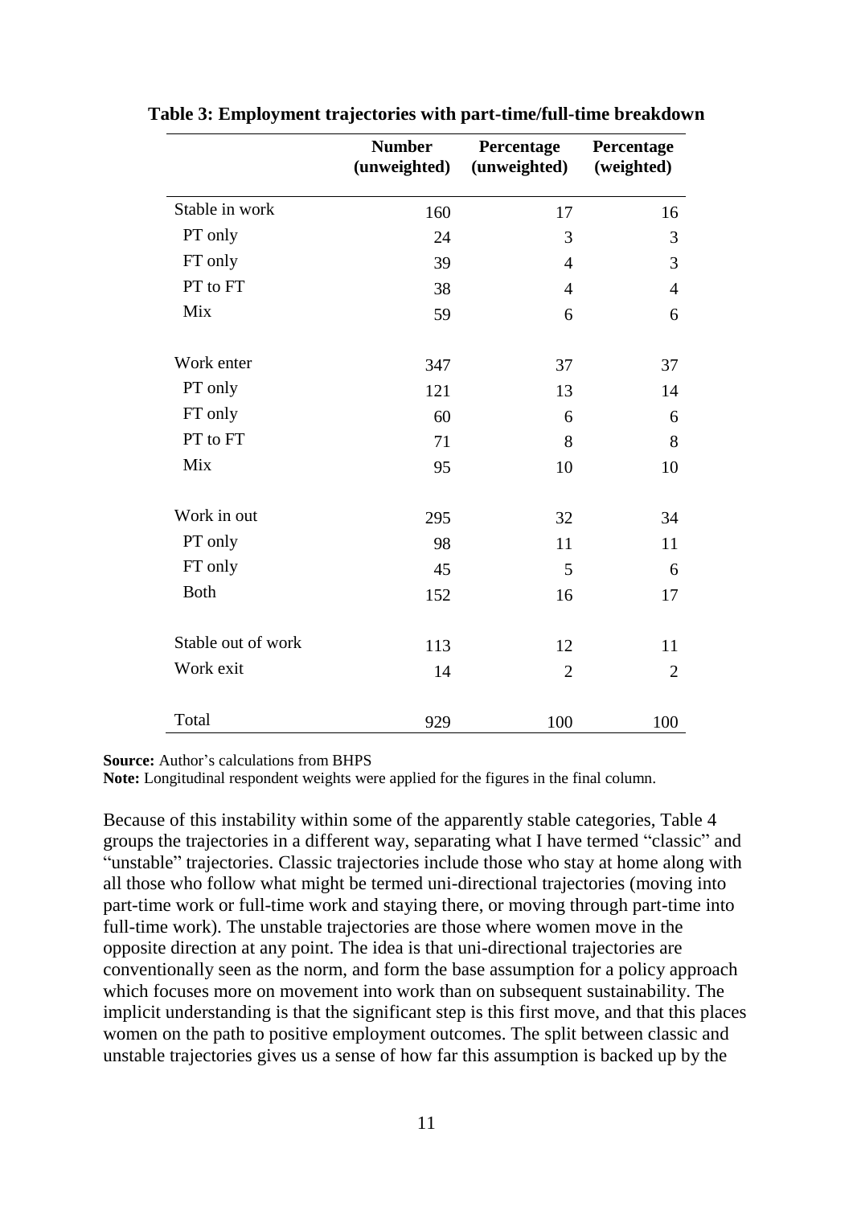**Table 3: Employment trajectories with part-time/full-time breakdown**

| | Number (unweighted) | Percentage (unweighted) | Percentage (weighted) |
|---|---|---|---|
| Stable in work | 160 | 17 | 16 |
| PT only | 24 | 3 | 3 |
| FT only | 39 | 4 | 3 |
| PT to FT | 38 | 4 | 4 |
| Mix | 59 | 6 | 6 |
| Work enter | 347 | 37 | 37 |
| PT only | 121 | 13 | 14 |
| FT only | 60 | 6 | 6 |
| PT to FT | 71 | 8 | 8 |
| Mix | 95 | 10 | 10 |
| Work in out | 295 | 32 | 34 |
| PT only | 98 | 11 | 11 |
| FT only | 45 | 5 | 6 |
| Both | 152 | 16 | 17 |
| Stable out of work | 113 | 12 | 11 |
| Work exit | 14 | 2 | 2 |
| Total | 929 | 100 | 100 |

**Source:** Author's calculations from BHPS
**Note:** Longitudinal respondent weights were applied for the figures in the final column.

Because of this instability within some of the apparently stable categories, Table 4 groups the trajectories in a different way, separating what I have termed "classic" and "unstable" trajectories. Classic trajectories include those who stay at home along with all those who follow what might be termed uni-directional trajectories (moving into part-time work or full-time work and staying there, or moving through part-time into full-time work). The unstable trajectories are those where women move in the opposite direction at any point. The idea is that uni-directional trajectories are conventionally seen as the norm, and form the base assumption for a policy approach which focuses more on movement into work than on subsequent sustainability. The implicit understanding is that the significant step is this first move, and that this places women on the path to positive employment outcomes. The split between classic and unstable trajectories gives us a sense of how far this assumption is backed up by the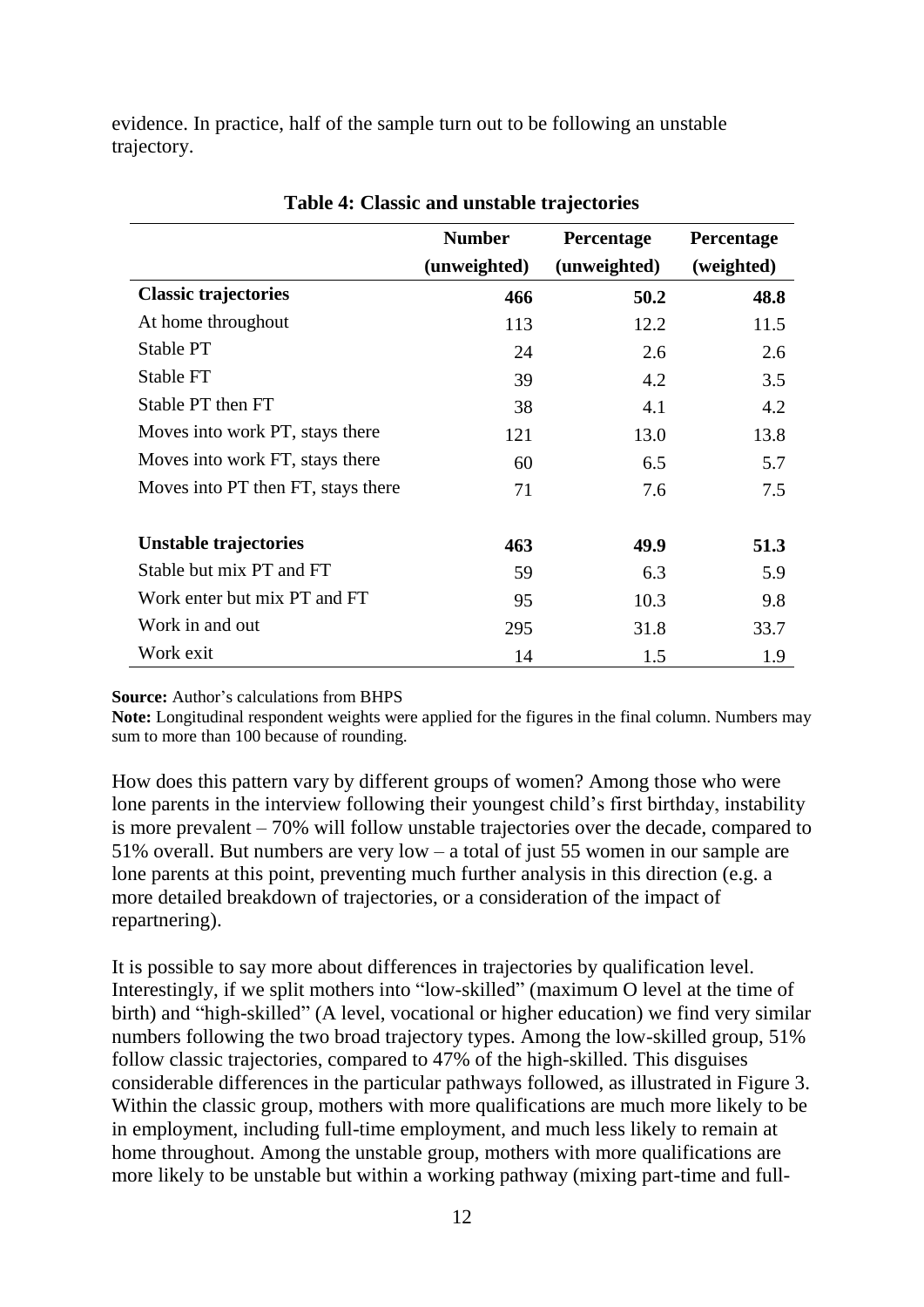evidence. In practice, half of the sample turn out to be following an unstable trajectory.

**Table 4: Classic and unstable trajectories**

| | Number (unweighted) | Percentage (unweighted) | Percentage (weighted) |
|---|---|---|---|
| **Classic trajectories** | **466** | **50.2** | **48.8** |
| At home throughout | 113 | 12.2 | 11.5 |
| Stable PT | 24 | 2.6 | 2.6 |
| Stable FT | 39 | 4.2 | 3.5 |
| Stable PT then FT | 38 | 4.1 | 4.2 |
| Moves into work PT, stays there | 121 | 13.0 | 13.8 |
| Moves into work FT, stays there | 60 | 6.5 | 5.7 |
| Moves into PT then FT, stays there | 71 | 7.6 | 7.5 |
| | | | |
| **Unstable trajectories** | **463** | **49.9** | **51.3** |
| Stable but mix PT and FT | 59 | 6.3 | 5.9 |
| Work enter but mix PT and FT | 95 | 10.3 | 9.8 |
| Work in and out | 295 | 31.8 | 33.7 |
| Work exit | 14 | 1.5 | 1.9 |

**Source:** Author's calculations from BHPS

**Note:** Longitudinal respondent weights were applied for the figures in the final column. Numbers may sum to more than 100 because of rounding.

How does this pattern vary by different groups of women? Among those who were lone parents in the interview following their youngest child's first birthday, instability is more prevalent – 70% will follow unstable trajectories over the decade, compared to 51% overall. But numbers are very low – a total of just 55 women in our sample are lone parents at this point, preventing much further analysis in this direction (e.g. a more detailed breakdown of trajectories, or a consideration of the impact of repartnering).

It is possible to say more about differences in trajectories by qualification level. Interestingly, if we split mothers into "low-skilled" (maximum O level at the time of birth) and "high-skilled" (A level, vocational or higher education) we find very similar numbers following the two broad trajectory types. Among the low-skilled group, 51% follow classic trajectories, compared to 47% of the high-skilled. This disguises considerable differences in the particular pathways followed, as illustrated in Figure 3. Within the classic group, mothers with more qualifications are much more likely to be in employment, including full-time employment, and much less likely to remain at home throughout. Among the unstable group, mothers with more qualifications are more likely to be unstable but within a working pathway (mixing part-time and full-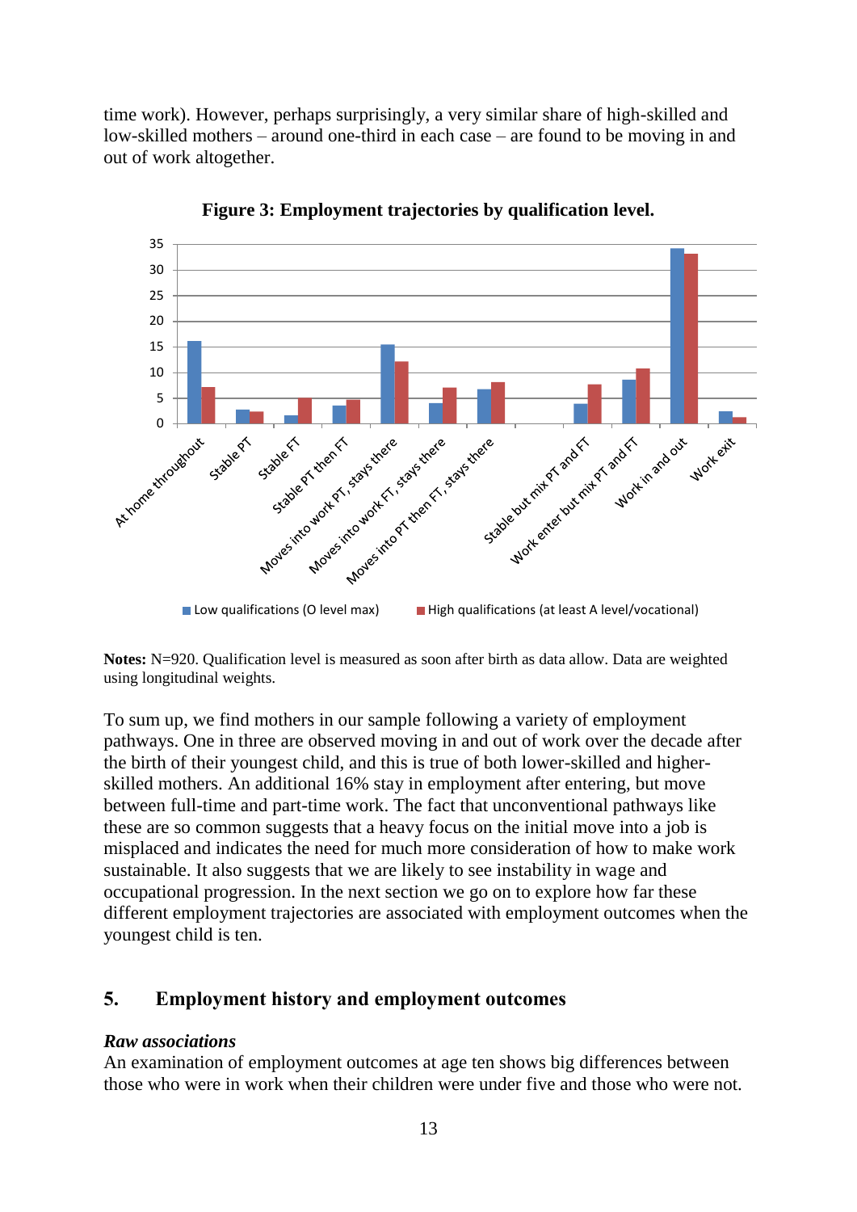time work). However, perhaps surprisingly, a very similar share of high-skilled and low-skilled mothers – around one-third in each case – are found to be moving in and out of work altogether.

**Figure 3: Employment trajectories by qualification level.**

35
30
25
20
15
10
5
0

At home throughout
Stable PT
Stable FT
Stable PT then FT
Moves into work PT, stays there
Moves into work FT, stays there
Moves into PT then FT, stays there
Stable but mix PT and FT
Work enter but mix PT and FT
Work in and out
Work exit

Low qualifications (O level max)
High qualifications (at least A level/vocational)

**Notes:** N=920. Qualification level is measured as soon after birth as data allow. Data are weighted using longitudinal weights.

To sum up, we find mothers in our sample following a variety of employment pathways. One in three are observed moving in and out of work over the decade after the birth of their youngest child, and this is true of both lower-skilled and higher-skilled mothers. An additional 16% stay in employment after entering, but move between full-time and part-time work. The fact that unconventional pathways like these are so common suggests that a heavy focus on the initial move into a job is misplaced and indicates the need for much more consideration of how to make work sustainable. It also suggests that we are likely to see instability in wage and occupational progression. In the next section we go on to explore how far these different employment trajectories are associated with employment outcomes when the youngest child is ten.

## 5. Employment history and employment outcomes

***Raw associations***

An examination of employment outcomes at age ten shows big differences between those who were in work when their children were under five and those who were not.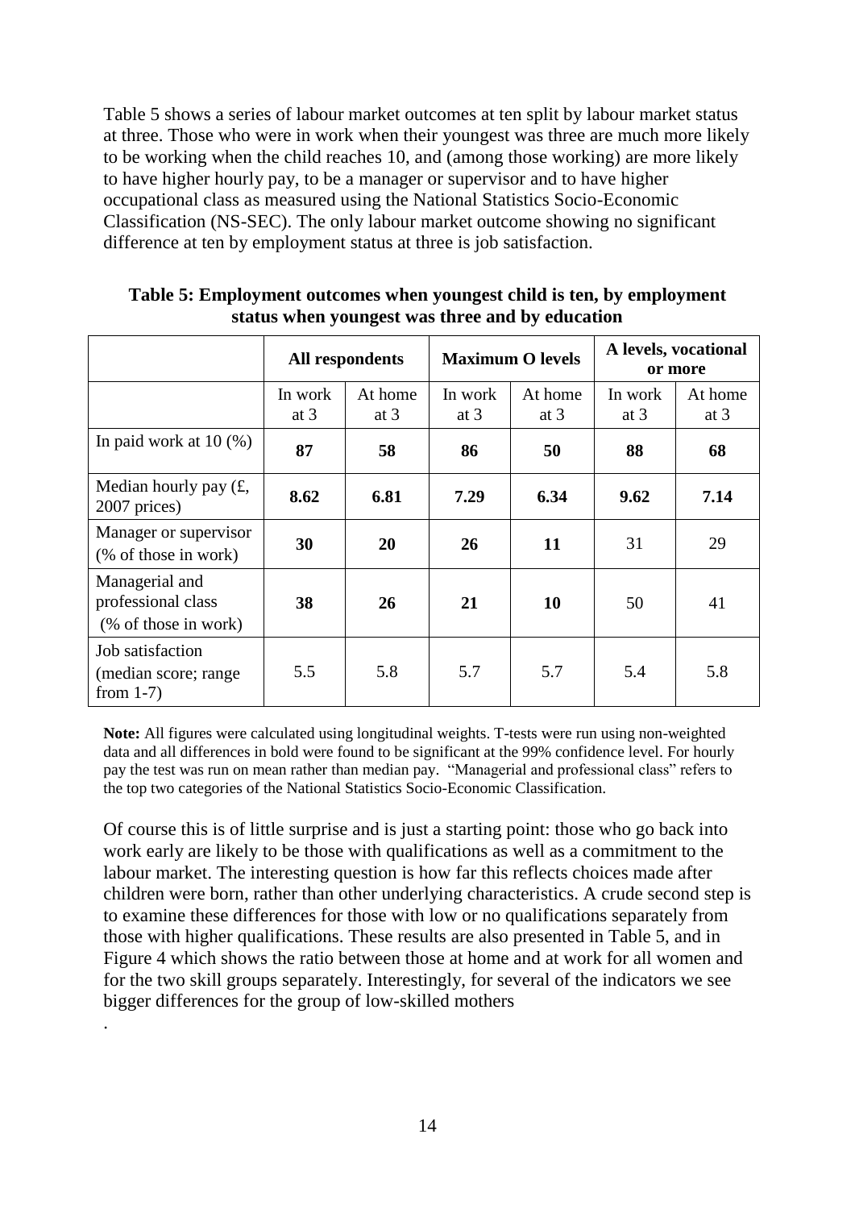Table 5 shows a series of labour market outcomes at ten split by labour market status at three. Those who were in work when their youngest was three are much more likely to be working when the child reaches 10, and (among those working) are more likely to have higher hourly pay, to be a manager or supervisor and to have higher occupational class as measured using the National Statistics Socio-Economic Classification (NS-SEC). The only labour market outcome showing no significant difference at ten by employment status at three is job satisfaction.

**Table 5: Employment outcomes when youngest child is ten, by employment status when youngest was three and by education**

| | All respondents | | Maximum O levels | | A levels, vocational or more | |
|---|---|---|---|---|---|---|
| | In work at 3 | At home at 3 | In work at 3 | At home at 3 | In work at 3 | At home at 3 |
| In paid work at 10 (%) | **87** | **58** | **86** | **50** | **88** | **68** |
| Median hourly pay (£, 2007 prices) | **8.62** | **6.81** | **7.29** | **6.34** | **9.62** | **7.14** |
| Manager or supervisor (% of those in work) | **30** | **20** | **26** | **11** | 31 | 29 |
| Managerial and professional class (% of those in work) | **38** | **26** | **21** | **10** | 50 | 41 |
| Job satisfaction (median score; range from 1-7) | 5.5 | 5.8 | 5.7 | 5.7 | 5.4 | 5.8 |

**Note:** All figures were calculated using longitudinal weights. T-tests were run using non-weighted data and all differences in bold were found to be significant at the 99% confidence level. For hourly pay the test was run on mean rather than median pay. "Managerial and professional class" refers to the top two categories of the National Statistics Socio-Economic Classification.

Of course this is of little surprise and is just a starting point: those who go back into work early are likely to be those with qualifications as well as a commitment to the labour market. The interesting question is how far this reflects choices made after children were born, rather than other underlying characteristics. A crude second step is to examine these differences for those with low or no qualifications separately from those with higher qualifications. These results are also presented in Table 5, and in Figure 4 which shows the ratio between those at home and at work for all women and for the two skill groups separately. Interestingly, for several of the indicators we see bigger differences for the group of low-skilled mothers

.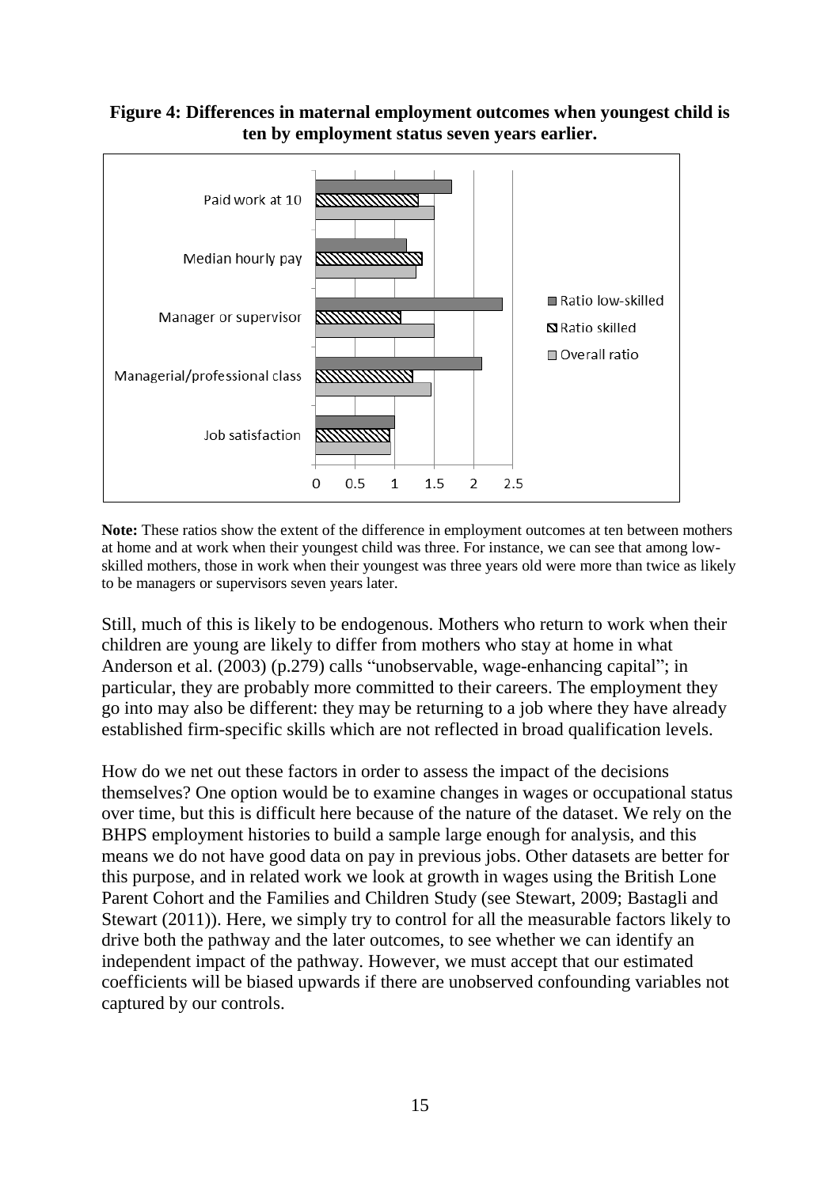**Figure 4: Differences in maternal employment outcomes when youngest child is ten by employment status seven years earlier.**

**Note:** These ratios show the extent of the difference in employment outcomes at ten between mothers at home and at work when their youngest child was three. For instance, we can see that among low-skilled mothers, those in work when their youngest was three years old were more than twice as likely to be managers or supervisors seven years later.

Still, much of this is likely to be endogenous. Mothers who return to work when their children are young are likely to differ from mothers who stay at home in what Anderson et al. (2003) (p.279) calls "unobservable, wage-enhancing capital"; in particular, they are probably more committed to their careers. The employment they go into may also be different: they may be returning to a job where they have already established firm-specific skills which are not reflected in broad qualification levels.

How do we net out these factors in order to assess the impact of the decisions themselves? One option would be to examine changes in wages or occupational status over time, but this is difficult here because of the nature of the dataset. We rely on the BHPS employment histories to build a sample large enough for analysis, and this means we do not have good data on pay in previous jobs. Other datasets are better for this purpose, and in related work we look at growth in wages using the British Lone Parent Cohort and the Families and Children Study (see Stewart, 2009; Bastagli and Stewart (2011)). Here, we simply try to control for all the measurable factors likely to drive both the pathway and the later outcomes, to see whether we can identify an independent impact of the pathway. However, we must accept that our estimated coefficients will be biased upwards if there are unobserved confounding variables not captured by our controls.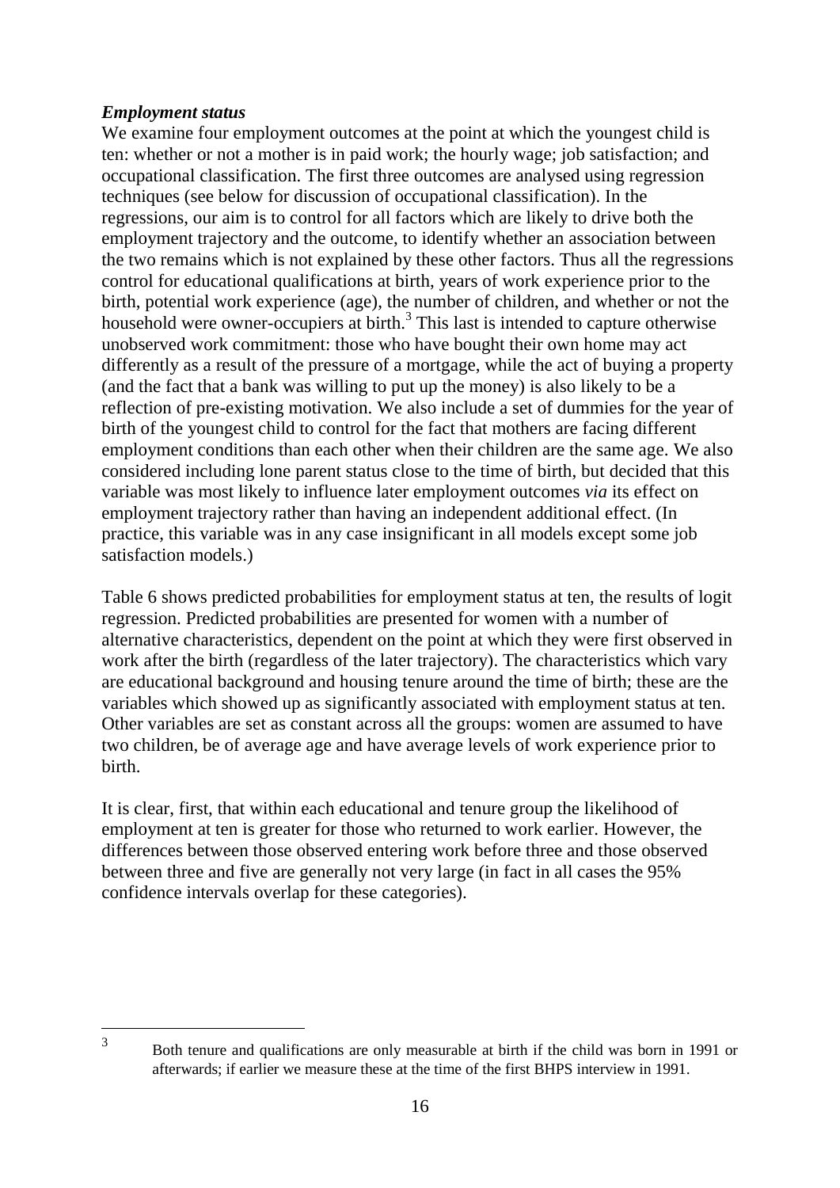***Employment status***

We examine four employment outcomes at the point at which the youngest child is ten: whether or not a mother is in paid work; the hourly wage; job satisfaction; and occupational classification. The first three outcomes are analysed using regression techniques (see below for discussion of occupational classification). In the regressions, our aim is to control for all factors which are likely to drive both the employment trajectory and the outcome, to identify whether an association between the two remains which is not explained by these other factors. Thus all the regressions control for educational qualifications at birth, years of work experience prior to the birth, potential work experience (age), the number of children, and whether or not the household were owner-occupiers at birth.[3] This last is intended to capture otherwise unobserved work commitment: those who have bought their own home may act differently as a result of the pressure of a mortgage, while the act of buying a property (and the fact that a bank was willing to put up the money) is also likely to be a reflection of pre-existing motivation. We also include a set of dummies for the year of birth of the youngest child to control for the fact that mothers are facing different employment conditions than each other when their children are the same age. We also considered including lone parent status close to the time of birth, but decided that this variable was most likely to influence later employment outcomes *via* its effect on employment trajectory rather than having an independent additional effect. (In practice, this variable was in any case insignificant in all models except some job satisfaction models.)

Table 6 shows predicted probabilities for employment status at ten, the results of logit regression. Predicted probabilities are presented for women with a number of alternative characteristics, dependent on the point at which they were first observed in work after the birth (regardless of the later trajectory). The characteristics which vary are educational background and housing tenure around the time of birth; these are the variables which showed up as significantly associated with employment status at ten. Other variables are set as constant across all the groups: women are assumed to have two children, be of average age and have average levels of work experience prior to birth.

It is clear, first, that within each educational and tenure group the likelihood of employment at ten is greater for those who returned to work earlier. However, the differences between those observed entering work before three and those observed between three and five are generally not very large (in fact in all cases the 95% confidence intervals overlap for these categories).

---

[3] Both tenure and qualifications are only measurable at birth if the child was born in 1991 or afterwards; if earlier we measure these at the time of the first BHPS interview in 1991.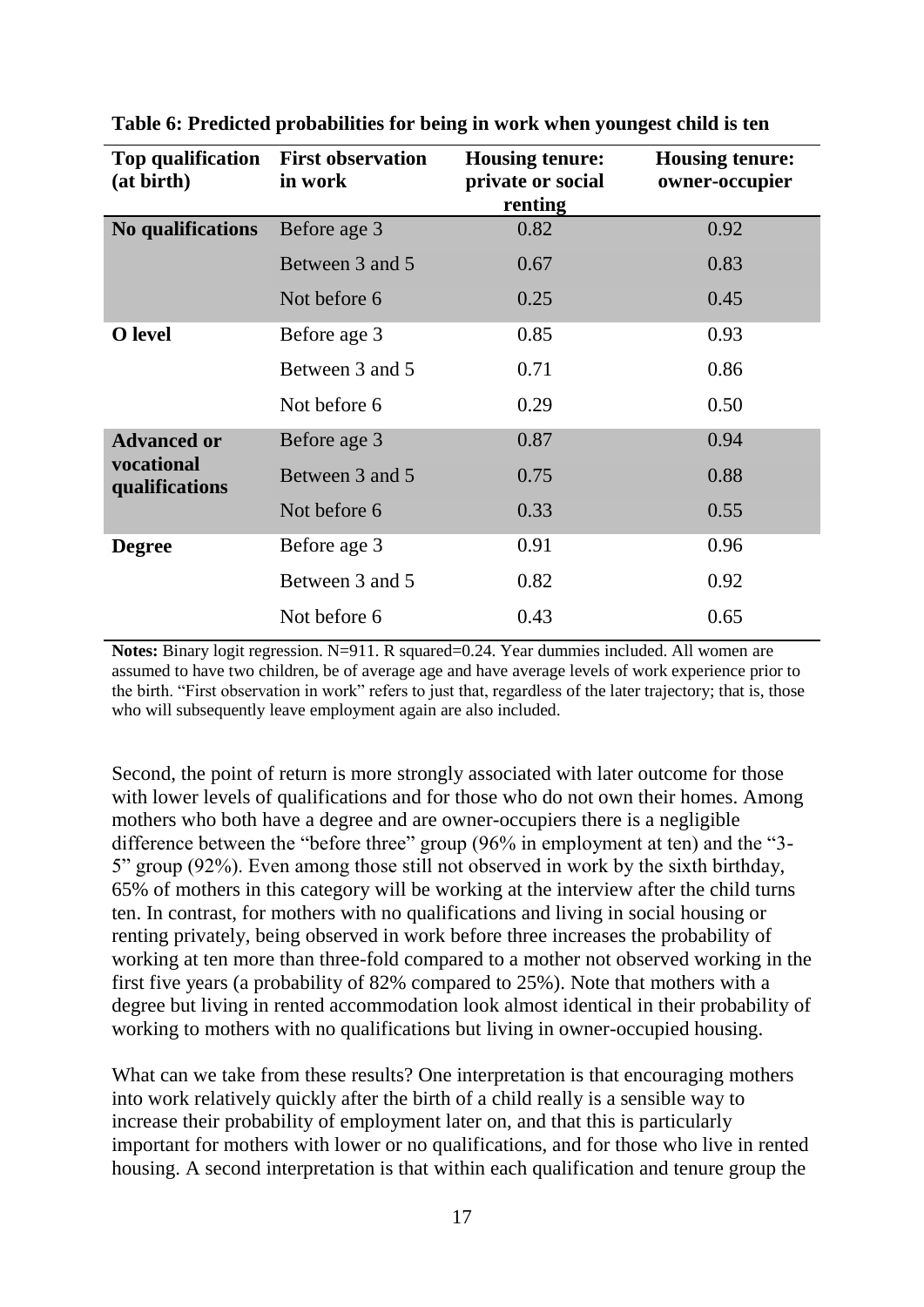**Table 6: Predicted probabilities for being in work when youngest child is ten**

| Top qualification (at birth) | First observation in work | Housing tenure: private or social renting | Housing tenure: owner-occupier |
|---|---|---|---|
| **No qualifications** | Before age 3 | 0.82 | 0.92 |
| | Between 3 and 5 | 0.67 | 0.83 |
| | Not before 6 | 0.25 | 0.45 |
| **O level** | Before age 3 | 0.85 | 0.93 |
| | Between 3 and 5 | 0.71 | 0.86 |
| | Not before 6 | 0.29 | 0.50 |
| **Advanced or vocational qualifications** | Before age 3 | 0.87 | 0.94 |
| | Between 3 and 5 | 0.75 | 0.88 |
| | Not before 6 | 0.33 | 0.55 |
| **Degree** | Before age 3 | 0.91 | 0.96 |
| | Between 3 and 5 | 0.82 | 0.92 |
| | Not before 6 | 0.43 | 0.65 |

**Notes:** Binary logit regression. N=911. R squared=0.24. Year dummies included. All women are assumed to have two children, be of average age and have average levels of work experience prior to the birth. "First observation in work" refers to just that, regardless of the later trajectory; that is, those who will subsequently leave employment again are also included.

Second, the point of return is more strongly associated with later outcome for those with lower levels of qualifications and for those who do not own their homes. Among mothers who both have a degree and are owner-occupiers there is a negligible difference between the "before three" group (96% in employment at ten) and the "3-5" group (92%). Even among those still not observed in work by the sixth birthday, 65% of mothers in this category will be working at the interview after the child turns ten. In contrast, for mothers with no qualifications and living in social housing or renting privately, being observed in work before three increases the probability of working at ten more than three-fold compared to a mother not observed working in the first five years (a probability of 82% compared to 25%). Note that mothers with a degree but living in rented accommodation look almost identical in their probability of working to mothers with no qualifications but living in owner-occupied housing.

What can we take from these results? One interpretation is that encouraging mothers into work relatively quickly after the birth of a child really is a sensible way to increase their probability of employment later on, and that this is particularly important for mothers with lower or no qualifications, and for those who live in rented housing. A second interpretation is that within each qualification and tenure group the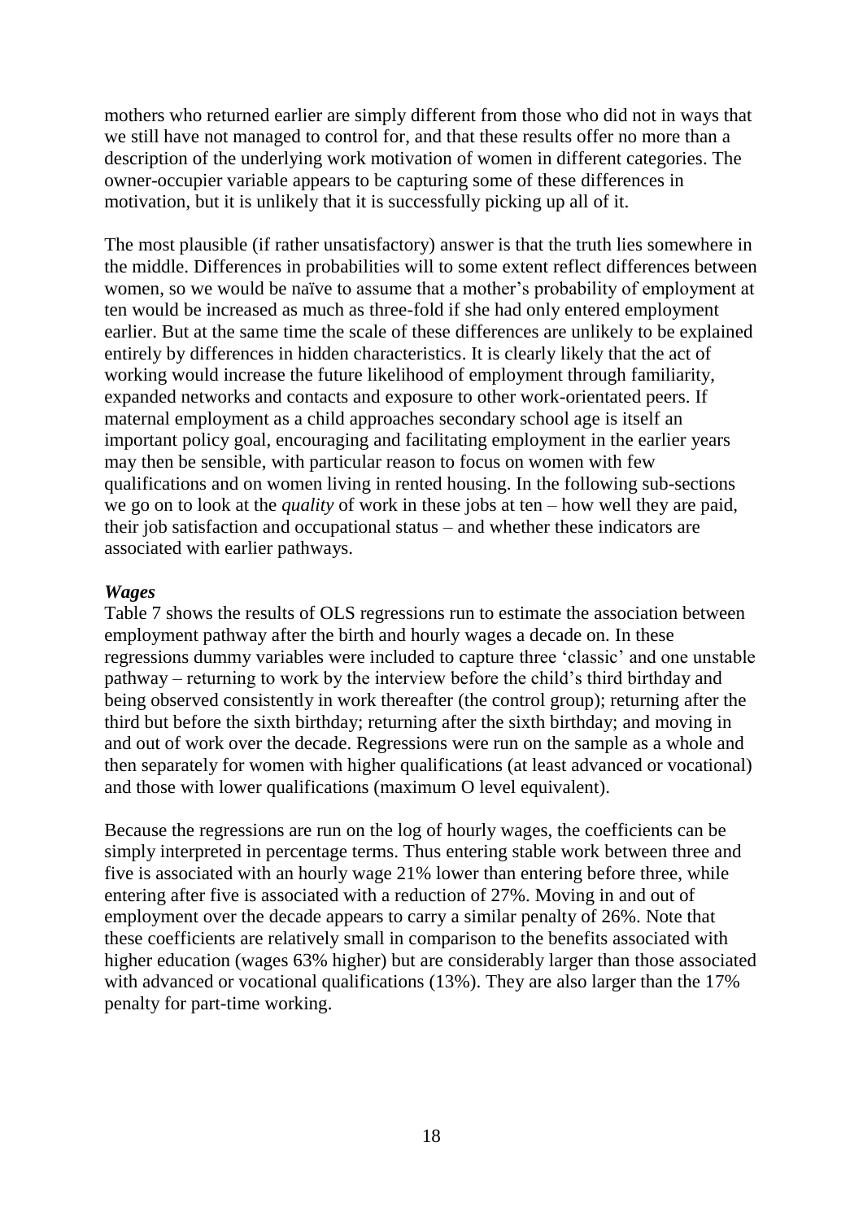mothers who returned earlier are simply different from those who did not in ways that we still have not managed to control for, and that these results offer no more than a description of the underlying work motivation of women in different categories. The owner-occupier variable appears to be capturing some of these differences in motivation, but it is unlikely that it is successfully picking up all of it.

The most plausible (if rather unsatisfactory) answer is that the truth lies somewhere in the middle. Differences in probabilities will to some extent reflect differences between women, so we would be naïve to assume that a mother's probability of employment at ten would be increased as much as three-fold if she had only entered employment earlier. But at the same time the scale of these differences are unlikely to be explained entirely by differences in hidden characteristics. It is clearly likely that the act of working would increase the future likelihood of employment through familiarity, expanded networks and contacts and exposure to other work-orientated peers. If maternal employment as a child approaches secondary school age is itself an important policy goal, encouraging and facilitating employment in the earlier years may then be sensible, with particular reason to focus on women with few qualifications and on women living in rented housing. In the following sub-sections we go on to look at the *quality* of work in these jobs at ten – how well they are paid, their job satisfaction and occupational status – and whether these indicators are associated with earlier pathways.

### *Wages*

Table 7 shows the results of OLS regressions run to estimate the association between employment pathway after the birth and hourly wages a decade on. In these regressions dummy variables were included to capture three 'classic' and one unstable pathway – returning to work by the interview before the child's third birthday and being observed consistently in work thereafter (the control group); returning after the third but before the sixth birthday; returning after the sixth birthday; and moving in and out of work over the decade. Regressions were run on the sample as a whole and then separately for women with higher qualifications (at least advanced or vocational) and those with lower qualifications (maximum O level equivalent).

Because the regressions are run on the log of hourly wages, the coefficients can be simply interpreted in percentage terms. Thus entering stable work between three and five is associated with an hourly wage 21% lower than entering before three, while entering after five is associated with a reduction of 27%. Moving in and out of employment over the decade appears to carry a similar penalty of 26%. Note that these coefficients are relatively small in comparison to the benefits associated with higher education (wages 63% higher) but are considerably larger than those associated with advanced or vocational qualifications (13%). They are also larger than the 17% penalty for part-time working.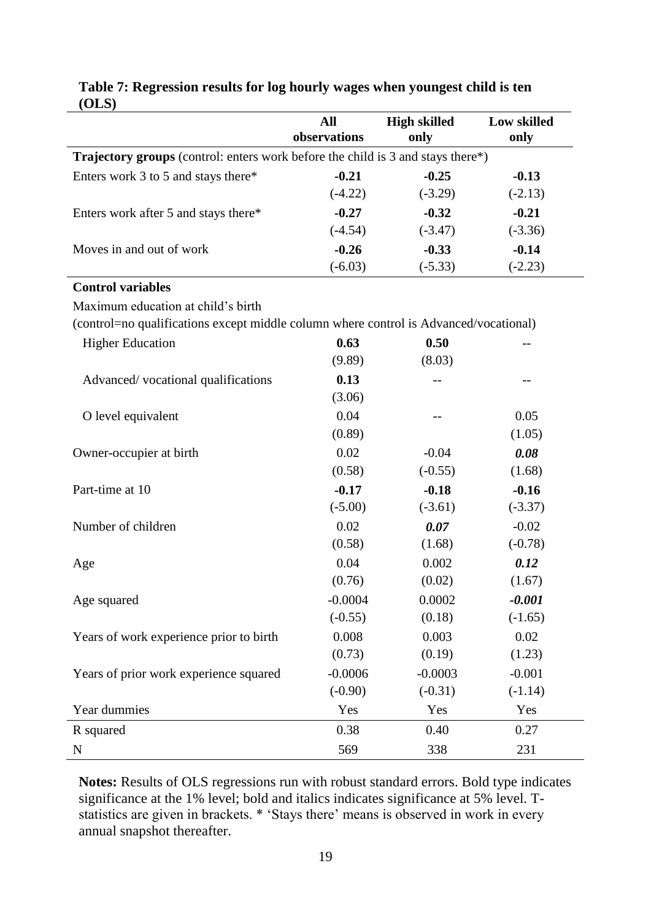**Table 7: Regression results for log hourly wages when youngest child is ten (OLS)**

| | All observations | High skilled only | Low skilled only |
|---|---|---|---|
| **Trajectory groups** (control: enters work before the child is 3 and stays there*) | | | |
| Enters work 3 to 5 and stays there* | **-0.21** | **-0.25** | **-0.13** |
| | (-4.22) | (-3.29) | (-2.13) |
| Enters work after 5 and stays there* | **-0.27** | **-0.32** | **-0.21** |
| | (-4.54) | (-3.47) | (-3.36) |
| Moves in and out of work | **-0.26** | **-0.33** | **-0.14** |
| | (-6.03) | (-5.33) | (-2.23) |
| **Control variables** | | | |
| Maximum education at child's birth | | | |
| (control=no qualifications except middle column where control is Advanced/vocational) | | | |
| Higher Education | **0.63** | **0.50** | -- |
| | (9.89) | (8.03) | |
| Advanced/ vocational qualifications | **0.13** | -- | -- |
| | (3.06) | | |
| O level equivalent | 0.04 | -- | 0.05 |
| | (0.89) | | (1.05) |
| Owner-occupier at birth | 0.02 | -0.04 | ***0.08*** |
| | (0.58) | (-0.55) | (1.68) |
| Part-time at 10 | **-0.17** | **-0.18** | **-0.16** |
| | (-5.00) | (-3.61) | (-3.37) |
| Number of children | 0.02 | ***0.07*** | -0.02 |
| | (0.58) | (1.68) | (-0.78) |
| Age | 0.04 | 0.002 | ***0.12*** |
| | (0.76) | (0.02) | (1.67) |
| Age squared | -0.0004 | 0.0002 | ***-0.001*** |
| | (-0.55) | (0.18) | (-1.65) |
| Years of work experience prior to birth | 0.008 | 0.003 | 0.02 |
| | (0.73) | (0.19) | (1.23) |
| Years of prior work experience squared | -0.0006 | -0.0003 | -0.001 |
| | (-0.90) | (-0.31) | (-1.14) |
| Year dummies | Yes | Yes | Yes |
| R squared | 0.38 | 0.40 | 0.27 |
| N | 569 | 338 | 231 |

**Notes:** Results of OLS regressions run with robust standard errors. Bold type indicates significance at the 1% level; bold and italics indicates significance at 5% level. T-statistics are given in brackets. * 'Stays there' means is observed in work in every annual snapshot thereafter.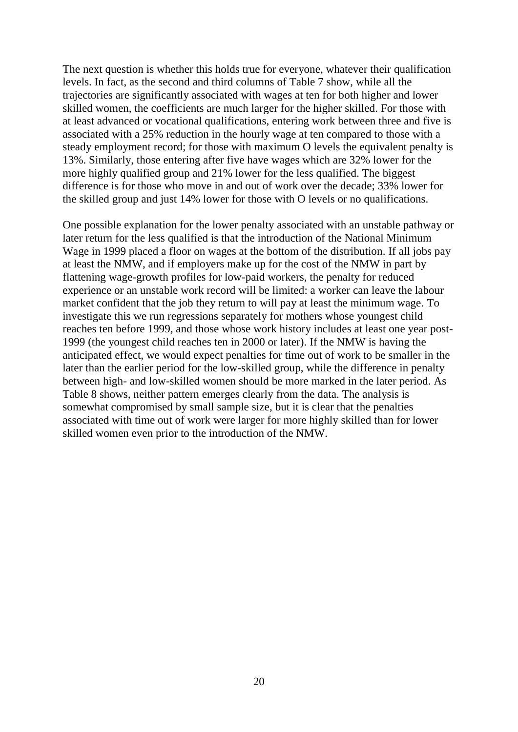The next question is whether this holds true for everyone, whatever their qualification levels. In fact, as the second and third columns of Table 7 show, while all the trajectories are significantly associated with wages at ten for both higher and lower skilled women, the coefficients are much larger for the higher skilled. For those with at least advanced or vocational qualifications, entering work between three and five is associated with a 25% reduction in the hourly wage at ten compared to those with a steady employment record; for those with maximum O levels the equivalent penalty is 13%. Similarly, those entering after five have wages which are 32% lower for the more highly qualified group and 21% lower for the less qualified. The biggest difference is for those who move in and out of work over the decade; 33% lower for the skilled group and just 14% lower for those with O levels or no qualifications.

One possible explanation for the lower penalty associated with an unstable pathway or later return for the less qualified is that the introduction of the National Minimum Wage in 1999 placed a floor on wages at the bottom of the distribution. If all jobs pay at least the NMW, and if employers make up for the cost of the NMW in part by flattening wage-growth profiles for low-paid workers, the penalty for reduced experience or an unstable work record will be limited: a worker can leave the labour market confident that the job they return to will pay at least the minimum wage. To investigate this we run regressions separately for mothers whose youngest child reaches ten before 1999, and those whose work history includes at least one year post-1999 (the youngest child reaches ten in 2000 or later). If the NMW is having the anticipated effect, we would expect penalties for time out of work to be smaller in the later than the earlier period for the low-skilled group, while the difference in penalty between high- and low-skilled women should be more marked in the later period. As Table 8 shows, neither pattern emerges clearly from the data. The analysis is somewhat compromised by small sample size, but it is clear that the penalties associated with time out of work were larger for more highly skilled than for lower skilled women even prior to the introduction of the NMW.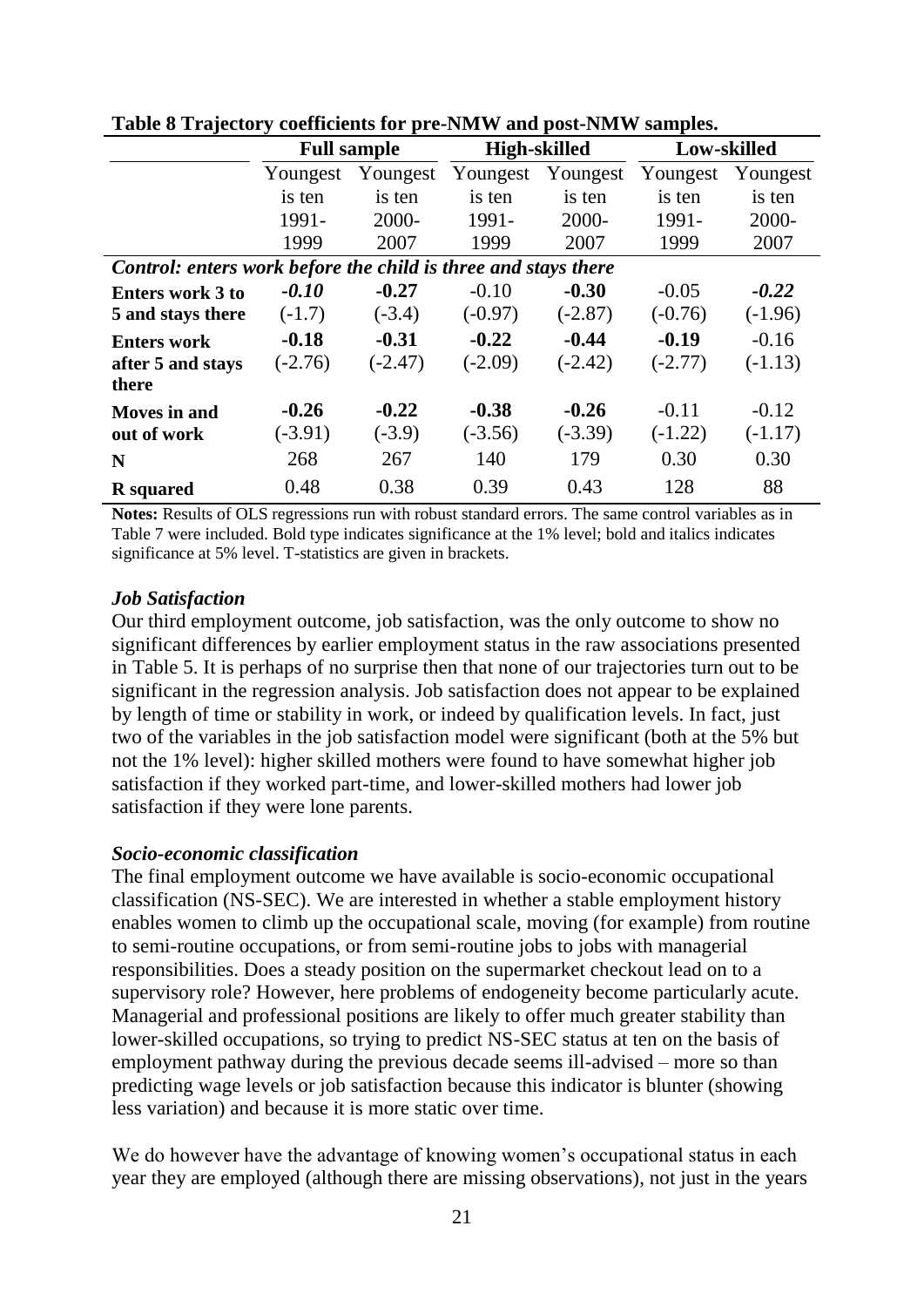**Table 8 Trajectory coefficients for pre-NMW and post-NMW samples.**

| | Full sample | | High-skilled | | Low-skilled | |
|---|---|---|---|---|---|---|
| | Youngest is ten 1991-1999 | Youngest is ten 2000-2007 | Youngest is ten 1991-1999 | Youngest is ten 2000-2007 | Youngest is ten 1991-1999 | Youngest is ten 2000-2007 |
| *Control: enters work before the child is three and stays there* | | | | | | |
| **Enters work 3 to 5 and stays there** | ***-0.10*** (-1.7) | **-0.27** (-3.4) | -0.10 (-0.97) | **-0.30** (-2.87) | -0.05 (-0.76) | ***-0.22*** (-1.96) |
| **Enters work after 5 and stays there** | **-0.18** (-2.76) | **-0.31** (-2.47) | **-0.22** (-2.09) | **-0.44** (-2.42) | **-0.19** (-2.77) | -0.16 (-1.13) |
| **Moves in and out of work** | **-0.26** (-3.91) | **-0.22** (-3.9) | **-0.38** (-3.56) | **-0.26** (-3.39) | -0.11 (-1.22) | -0.12 (-1.17) |
| **N** | 268 | 267 | 140 | 179 | 0.30 | 0.30 |
| **R squared** | 0.48 | 0.38 | 0.39 | 0.43 | 128 | 88 |

**Notes:** Results of OLS regressions run with robust standard errors. The same control variables as in Table 7 were included. Bold type indicates significance at the 1% level; bold and italics indicates significance at 5% level. T-statistics are given in brackets.

### *Job Satisfaction*

Our third employment outcome, job satisfaction, was the only outcome to show no significant differences by earlier employment status in the raw associations presented in Table 5. It is perhaps of no surprise then that none of our trajectories turn out to be significant in the regression analysis. Job satisfaction does not appear to be explained by length of time or stability in work, or indeed by qualification levels. In fact, just two of the variables in the job satisfaction model were significant (both at the 5% but not the 1% level): higher skilled mothers were found to have somewhat higher job satisfaction if they worked part-time, and lower-skilled mothers had lower job satisfaction if they were lone parents.

### *Socio-economic classification*

The final employment outcome we have available is socio-economic occupational classification (NS-SEC). We are interested in whether a stable employment history enables women to climb up the occupational scale, moving (for example) from routine to semi-routine occupations, or from semi-routine jobs to jobs with managerial responsibilities. Does a steady position on the supermarket checkout lead on to a supervisory role? However, here problems of endogeneity become particularly acute. Managerial and professional positions are likely to offer much greater stability than lower-skilled occupations, so trying to predict NS-SEC status at ten on the basis of employment pathway during the previous decade seems ill-advised – more so than predicting wage levels or job satisfaction because this indicator is blunter (showing less variation) and because it is more static over time.

We do however have the advantage of knowing women's occupational status in each year they are employed (although there are missing observations), not just in the years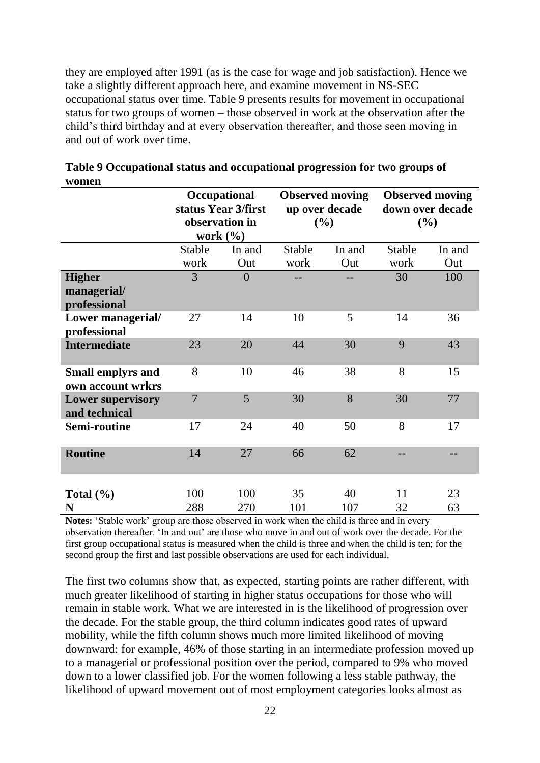they are employed after 1991 (as is the case for wage and job satisfaction). Hence we take a slightly different approach here, and examine movement in NS-SEC occupational status over time. Table 9 presents results for movement in occupational status for two groups of women – those observed in work at the observation after the child's third birthday and at every observation thereafter, and those seen moving in and out of work over time.

**Table 9 Occupational status and occupational progression for two groups of women**

| | Occupational status Year 3/first observation in work (%) | | Observed moving up over decade (%) | | Observed moving down over decade (%) | |
|---|---|---|---|---|---|---|
| | Stable work | In and Out | Stable work | In and Out | Stable work | In and Out |
| **Higher managerial/ professional** | 3 | 0 | -- | -- | 30 | 100 |
| **Lower managerial/ professional** | 27 | 14 | 10 | 5 | 14 | 36 |
| **Intermediate** | 23 | 20 | 44 | 30 | 9 | 43 |
| **Small emplyrs and own account wrkrs** | 8 | 10 | 46 | 38 | 8 | 15 |
| **Lower supervisory and technical** | 7 | 5 | 30 | 8 | 30 | 77 |
| **Semi-routine** | 17 | 24 | 40 | 50 | 8 | 17 |
| **Routine** | 14 | 27 | 66 | 62 | -- | -- |
| **Total (%)** | 100 | 100 | 35 | 40 | 11 | 23 |
| **N** | 288 | 270 | 101 | 107 | 32 | 63 |

**Notes:** 'Stable work' group are those observed in work when the child is three and in every observation thereafter. 'In and out' are those who move in and out of work over the decade. For the first group occupational status is measured when the child is three and when the child is ten; for the second group the first and last possible observations are used for each individual.

The first two columns show that, as expected, starting points are rather different, with much greater likelihood of starting in higher status occupations for those who will remain in stable work. What we are interested in is the likelihood of progression over the decade. For the stable group, the third column indicates good rates of upward mobility, while the fifth column shows much more limited likelihood of moving downward: for example, 46% of those starting in an intermediate profession moved up to a managerial or professional position over the period, compared to 9% who moved down to a lower classified job. For the women following a less stable pathway, the likelihood of upward movement out of most employment categories looks almost as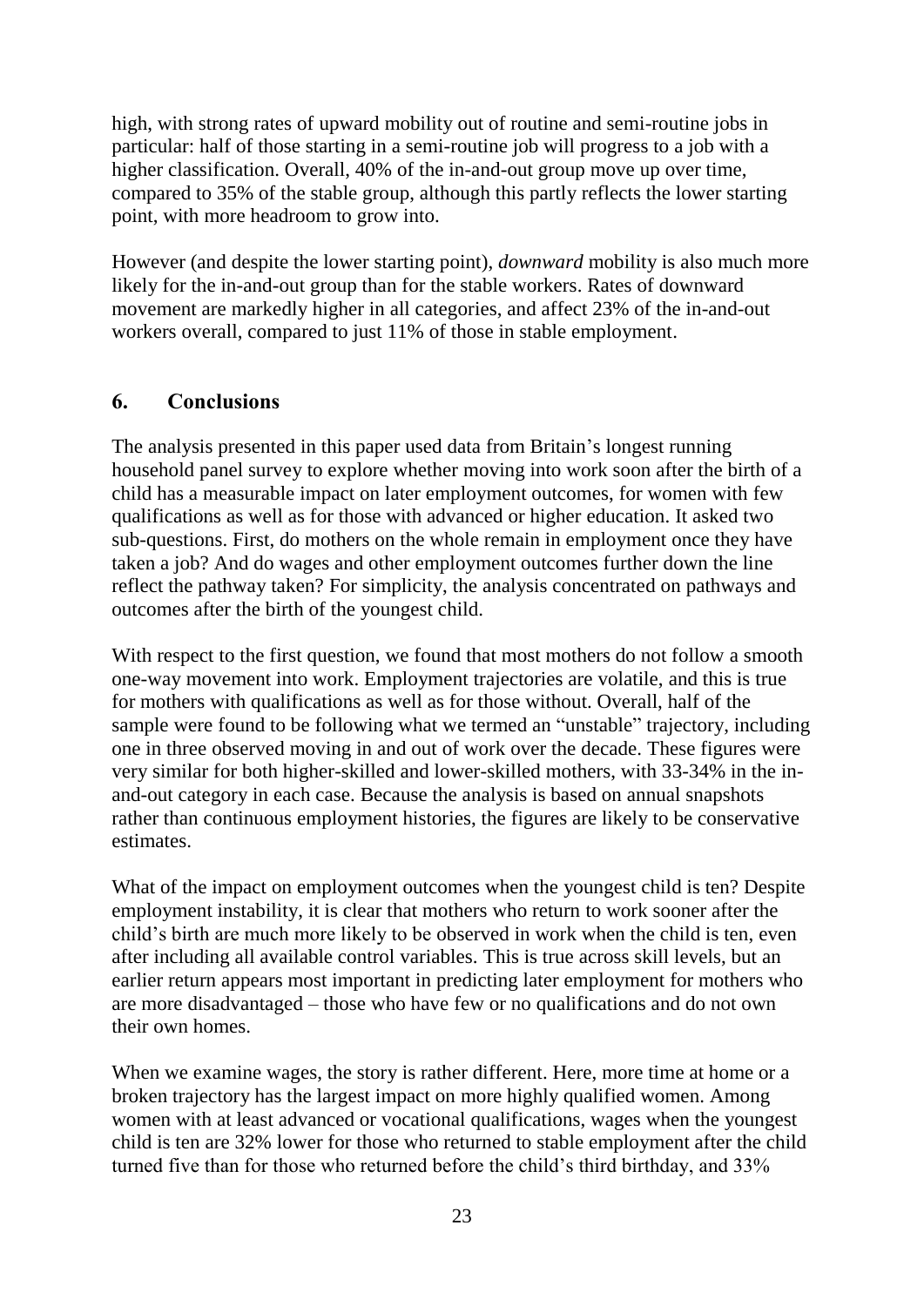high, with strong rates of upward mobility out of routine and semi-routine jobs in particular: half of those starting in a semi-routine job will progress to a job with a higher classification. Overall, 40% of the in-and-out group move up over time, compared to 35% of the stable group, although this partly reflects the lower starting point, with more headroom to grow into.

However (and despite the lower starting point), *downward* mobility is also much more likely for the in-and-out group than for the stable workers. Rates of downward movement are markedly higher in all categories, and affect 23% of the in-and-out workers overall, compared to just 11% of those in stable employment.

## 6. Conclusions

The analysis presented in this paper used data from Britain's longest running household panel survey to explore whether moving into work soon after the birth of a child has a measurable impact on later employment outcomes, for women with few qualifications as well as for those with advanced or higher education. It asked two sub-questions. First, do mothers on the whole remain in employment once they have taken a job? And do wages and other employment outcomes further down the line reflect the pathway taken? For simplicity, the analysis concentrated on pathways and outcomes after the birth of the youngest child.

With respect to the first question, we found that most mothers do not follow a smooth one-way movement into work. Employment trajectories are volatile, and this is true for mothers with qualifications as well as for those without. Overall, half of the sample were found to be following what we termed an "unstable" trajectory, including one in three observed moving in and out of work over the decade. These figures were very similar for both higher-skilled and lower-skilled mothers, with 33-34% in the in-and-out category in each case. Because the analysis is based on annual snapshots rather than continuous employment histories, the figures are likely to be conservative estimates.

What of the impact on employment outcomes when the youngest child is ten? Despite employment instability, it is clear that mothers who return to work sooner after the child's birth are much more likely to be observed in work when the child is ten, even after including all available control variables. This is true across skill levels, but an earlier return appears most important in predicting later employment for mothers who are more disadvantaged – those who have few or no qualifications and do not own their own homes.

When we examine wages, the story is rather different. Here, more time at home or a broken trajectory has the largest impact on more highly qualified women. Among women with at least advanced or vocational qualifications, wages when the youngest child is ten are 32% lower for those who returned to stable employment after the child turned five than for those who returned before the child's third birthday, and 33%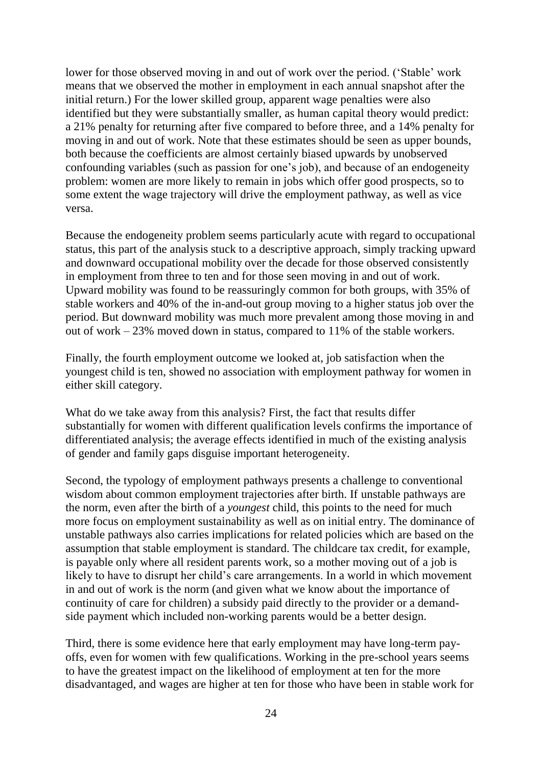lower for those observed moving in and out of work over the period. ('Stable' work means that we observed the mother in employment in each annual snapshot after the initial return.) For the lower skilled group, apparent wage penalties were also identified but they were substantially smaller, as human capital theory would predict: a 21% penalty for returning after five compared to before three, and a 14% penalty for moving in and out of work. Note that these estimates should be seen as upper bounds, both because the coefficients are almost certainly biased upwards by unobserved confounding variables (such as passion for one's job), and because of an endogeneity problem: women are more likely to remain in jobs which offer good prospects, so to some extent the wage trajectory will drive the employment pathway, as well as vice versa.

Because the endogeneity problem seems particularly acute with regard to occupational status, this part of the analysis stuck to a descriptive approach, simply tracking upward and downward occupational mobility over the decade for those observed consistently in employment from three to ten and for those seen moving in and out of work. Upward mobility was found to be reassuringly common for both groups, with 35% of stable workers and 40% of the in-and-out group moving to a higher status job over the period. But downward mobility was much more prevalent among those moving in and out of work – 23% moved down in status, compared to 11% of the stable workers.

Finally, the fourth employment outcome we looked at, job satisfaction when the youngest child is ten, showed no association with employment pathway for women in either skill category.

What do we take away from this analysis? First, the fact that results differ substantially for women with different qualification levels confirms the importance of differentiated analysis; the average effects identified in much of the existing analysis of gender and family gaps disguise important heterogeneity.

Second, the typology of employment pathways presents a challenge to conventional wisdom about common employment trajectories after birth. If unstable pathways are the norm, even after the birth of a *youngest* child, this points to the need for much more focus on employment sustainability as well as on initial entry. The dominance of unstable pathways also carries implications for related policies which are based on the assumption that stable employment is standard. The childcare tax credit, for example, is payable only where all resident parents work, so a mother moving out of a job is likely to have to disrupt her child's care arrangements. In a world in which movement in and out of work is the norm (and given what we know about the importance of continuity of care for children) a subsidy paid directly to the provider or a demand-side payment which included non-working parents would be a better design.

Third, there is some evidence here that early employment may have long-term pay-offs, even for women with few qualifications. Working in the pre-school years seems to have the greatest impact on the likelihood of employment at ten for the more disadvantaged, and wages are higher at ten for those who have been in stable work for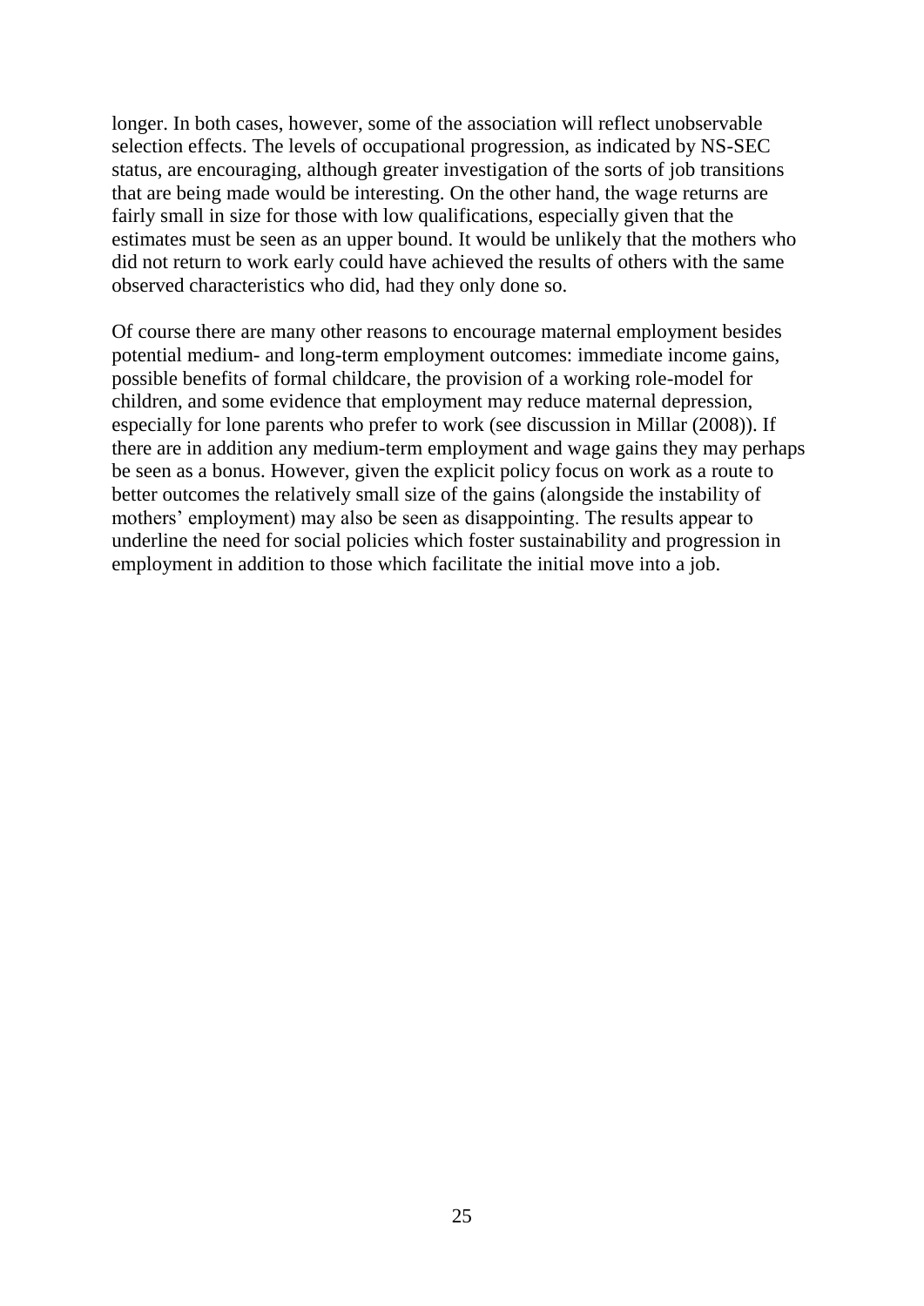longer. In both cases, however, some of the association will reflect unobservable selection effects. The levels of occupational progression, as indicated by NS-SEC status, are encouraging, although greater investigation of the sorts of job transitions that are being made would be interesting. On the other hand, the wage returns are fairly small in size for those with low qualifications, especially given that the estimates must be seen as an upper bound. It would be unlikely that the mothers who did not return to work early could have achieved the results of others with the same observed characteristics who did, had they only done so.

Of course there are many other reasons to encourage maternal employment besides potential medium- and long-term employment outcomes: immediate income gains, possible benefits of formal childcare, the provision of a working role-model for children, and some evidence that employment may reduce maternal depression, especially for lone parents who prefer to work (see discussion in Millar (2008)). If there are in addition any medium-term employment and wage gains they may perhaps be seen as a bonus. However, given the explicit policy focus on work as a route to better outcomes the relatively small size of the gains (alongside the instability of mothers' employment) may also be seen as disappointing. The results appear to underline the need for social policies which foster sustainability and progression in employment in addition to those which facilitate the initial move into a job.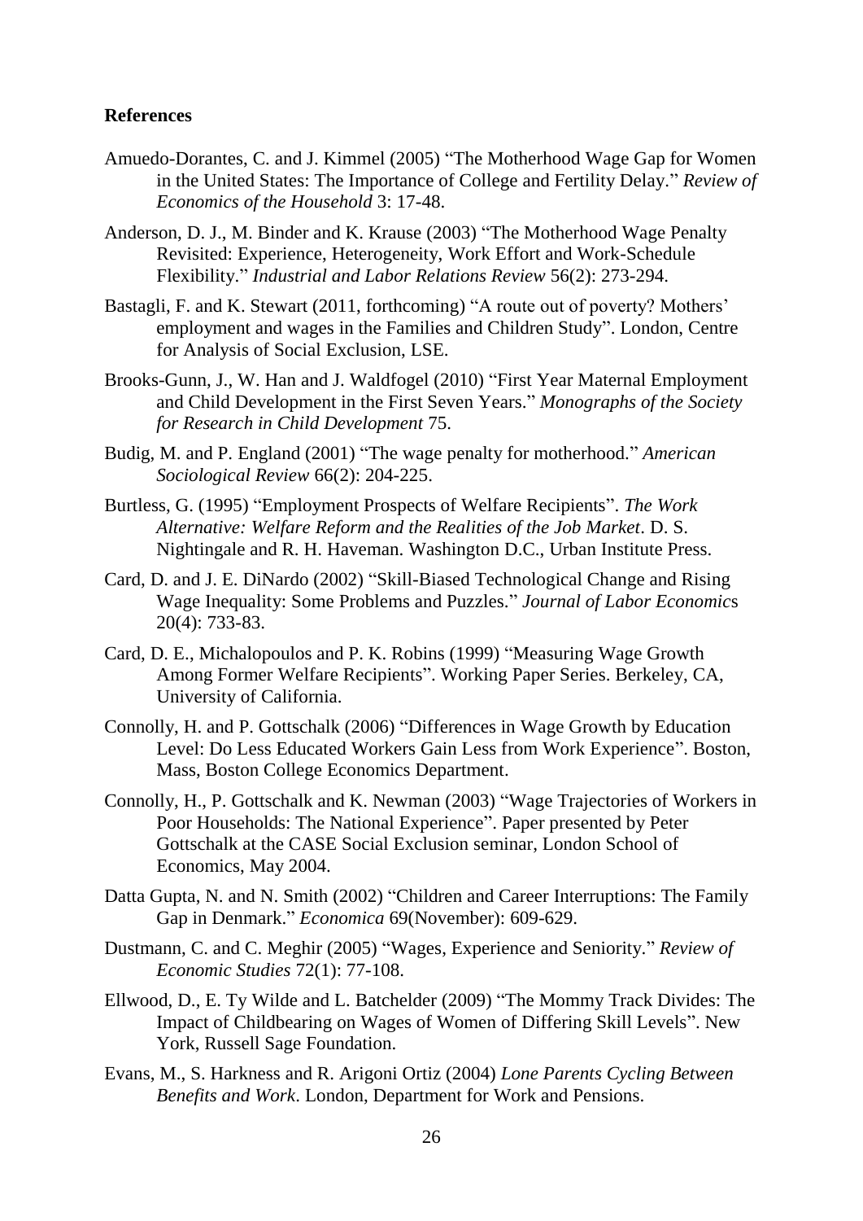## References

Amuedo-Dorantes, C. and J. Kimmel (2005) "The Motherhood Wage Gap for Women in the United States: The Importance of College and Fertility Delay." *Review of Economics of the Household* 3: 17-48.

Anderson, D. J., M. Binder and K. Krause (2003) "The Motherhood Wage Penalty Revisited: Experience, Heterogeneity, Work Effort and Work-Schedule Flexibility." *Industrial and Labor Relations Review* 56(2): 273-294.

Bastagli, F. and K. Stewart (2011, forthcoming) "A route out of poverty? Mothers' employment and wages in the Families and Children Study". London, Centre for Analysis of Social Exclusion, LSE.

Brooks-Gunn, J., W. Han and J. Waldfogel (2010) "First Year Maternal Employment and Child Development in the First Seven Years." *Monographs of the Society for Research in Child Development* 75.

Budig, M. and P. England (2001) "The wage penalty for motherhood." *American Sociological Review* 66(2): 204-225.

Burtless, G. (1995) "Employment Prospects of Welfare Recipients". *The Work Alternative: Welfare Reform and the Realities of the Job Market*. D. S. Nightingale and R. H. Haveman. Washington D.C., Urban Institute Press.

Card, D. and J. E. DiNardo (2002) "Skill-Biased Technological Change and Rising Wage Inequality: Some Problems and Puzzles." *Journal of Labor Economics* 20(4): 733-83.

Card, D. E., Michalopoulos and P. K. Robins (1999) "Measuring Wage Growth Among Former Welfare Recipients". Working Paper Series. Berkeley, CA, University of California.

Connolly, H. and P. Gottschalk (2006) "Differences in Wage Growth by Education Level: Do Less Educated Workers Gain Less from Work Experience". Boston, Mass, Boston College Economics Department.

Connolly, H., P. Gottschalk and K. Newman (2003) "Wage Trajectories of Workers in Poor Households: The National Experience". Paper presented by Peter Gottschalk at the CASE Social Exclusion seminar, London School of Economics, May 2004.

Datta Gupta, N. and N. Smith (2002) "Children and Career Interruptions: The Family Gap in Denmark." *Economica* 69(November): 609-629.

Dustmann, C. and C. Meghir (2005) "Wages, Experience and Seniority." *Review of Economic Studies* 72(1): 77-108.

Ellwood, D., E. Ty Wilde and L. Batchelder (2009) "The Mommy Track Divides: The Impact of Childbearing on Wages of Women of Differing Skill Levels". New York, Russell Sage Foundation.

Evans, M., S. Harkness and R. Arigoni Ortiz (2004) *Lone Parents Cycling Between Benefits and Work*. London, Department for Work and Pensions.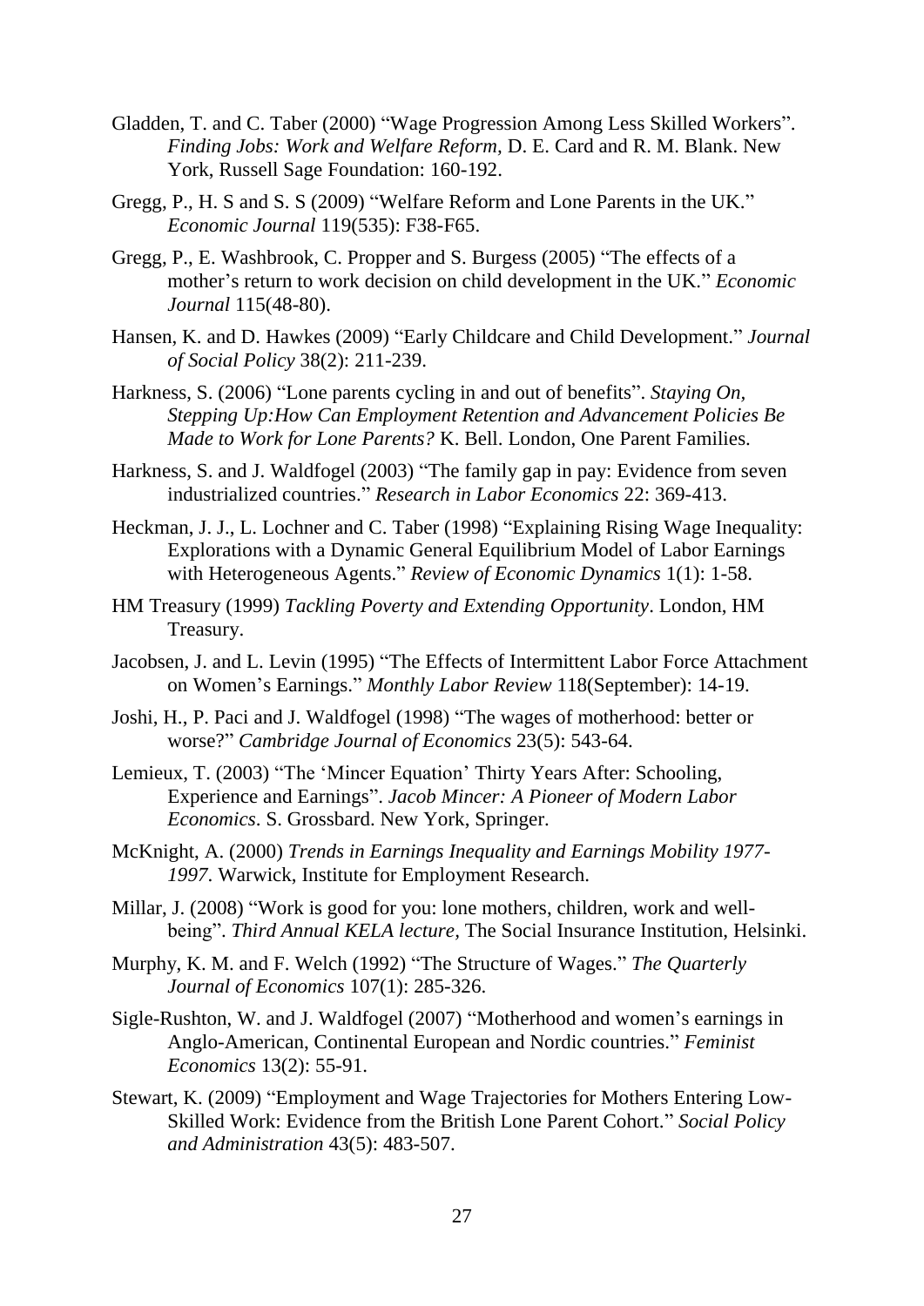Gladden, T. and C. Taber (2000) "Wage Progression Among Less Skilled Workers". *Finding Jobs: Work and Welfare Reform*, D. E. Card and R. M. Blank. New York, Russell Sage Foundation: 160-192.

Gregg, P., H. S and S. S (2009) "Welfare Reform and Lone Parents in the UK." *Economic Journal* 119(535): F38-F65.

Gregg, P., E. Washbrook, C. Propper and S. Burgess (2005) "The effects of a mother's return to work decision on child development in the UK." *Economic Journal* 115(48-80).

Hansen, K. and D. Hawkes (2009) "Early Childcare and Child Development." *Journal of Social Policy* 38(2): 211-239.

Harkness, S. (2006) "Lone parents cycling in and out of benefits". *Staying On, Stepping Up:How Can Employment Retention and Advancement Policies Be Made to Work for Lone Parents?* K. Bell. London, One Parent Families.

Harkness, S. and J. Waldfogel (2003) "The family gap in pay: Evidence from seven industrialized countries." *Research in Labor Economics* 22: 369-413.

Heckman, J. J., L. Lochner and C. Taber (1998) "Explaining Rising Wage Inequality: Explorations with a Dynamic General Equilibrium Model of Labor Earnings with Heterogeneous Agents." *Review of Economic Dynamics* 1(1): 1-58.

HM Treasury (1999) *Tackling Poverty and Extending Opportunity*. London, HM Treasury.

Jacobsen, J. and L. Levin (1995) "The Effects of Intermittent Labor Force Attachment on Women's Earnings." *Monthly Labor Review* 118(September): 14-19.

Joshi, H., P. Paci and J. Waldfogel (1998) "The wages of motherhood: better or worse?" *Cambridge Journal of Economics* 23(5): 543-64.

Lemieux, T. (2003) "The 'Mincer Equation' Thirty Years After: Schooling, Experience and Earnings". *Jacob Mincer: A Pioneer of Modern Labor Economics*. S. Grossbard. New York, Springer.

McKnight, A. (2000) *Trends in Earnings Inequality and Earnings Mobility 1977-1997*. Warwick, Institute for Employment Research.

Millar, J. (2008) "Work is good for you: lone mothers, children, work and well-being". *Third Annual KELA lecture*, The Social Insurance Institution, Helsinki.

Murphy, K. M. and F. Welch (1992) "The Structure of Wages." *The Quarterly Journal of Economics* 107(1): 285-326.

Sigle-Rushton, W. and J. Waldfogel (2007) "Motherhood and women's earnings in Anglo-American, Continental European and Nordic countries." *Feminist Economics* 13(2): 55-91.

Stewart, K. (2009) "Employment and Wage Trajectories for Mothers Entering Low-Skilled Work: Evidence from the British Lone Parent Cohort." *Social Policy and Administration* 43(5): 483-507.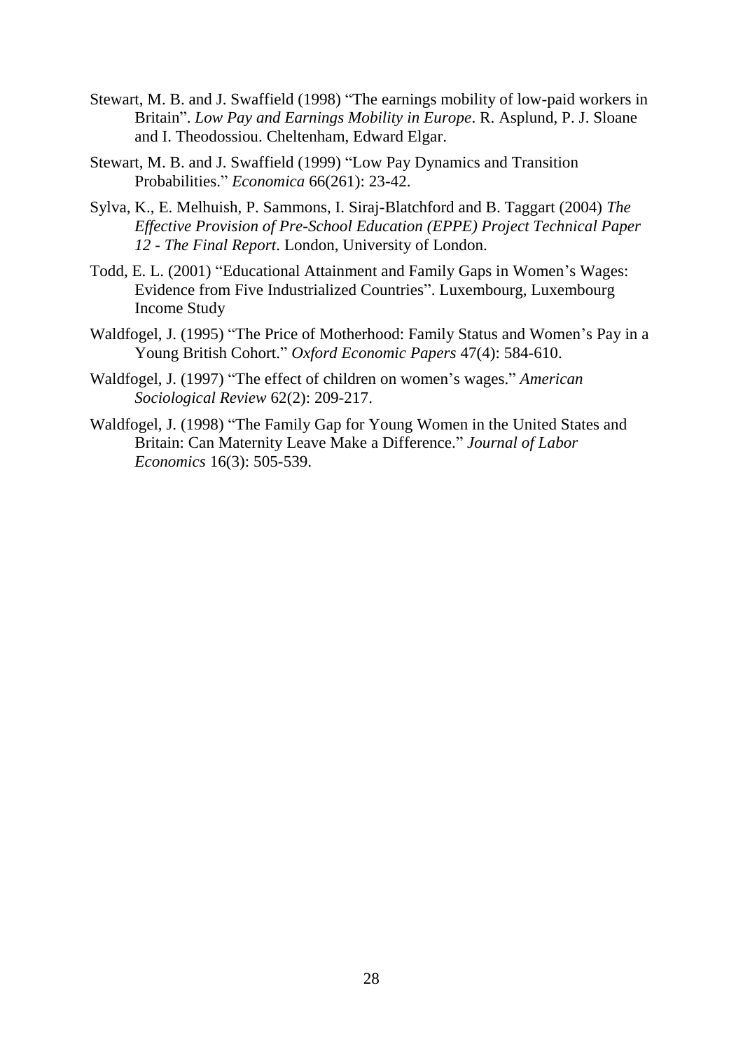Stewart, M. B. and J. Swaffield (1998) "The earnings mobility of low-paid workers in Britain". *Low Pay and Earnings Mobility in Europe*. R. Asplund, P. J. Sloane and I. Theodossiou. Cheltenham, Edward Elgar.

Stewart, M. B. and J. Swaffield (1999) "Low Pay Dynamics and Transition Probabilities." *Economica* 66(261): 23-42.

Sylva, K., E. Melhuish, P. Sammons, I. Siraj-Blatchford and B. Taggart (2004) *The Effective Provision of Pre-School Education (EPPE) Project Technical Paper 12 - The Final Report*. London, University of London.

Todd, E. L. (2001) "Educational Attainment and Family Gaps in Women's Wages: Evidence from Five Industrialized Countries". Luxembourg, Luxembourg Income Study

Waldfogel, J. (1995) "The Price of Motherhood: Family Status and Women's Pay in a Young British Cohort." *Oxford Economic Papers* 47(4): 584-610.

Waldfogel, J. (1997) "The effect of children on women's wages." *American Sociological Review* 62(2): 209-217.

Waldfogel, J. (1998) "The Family Gap for Young Women in the United States and Britain: Can Maternity Leave Make a Difference." *Journal of Labor Economics* 16(3): 505-539.